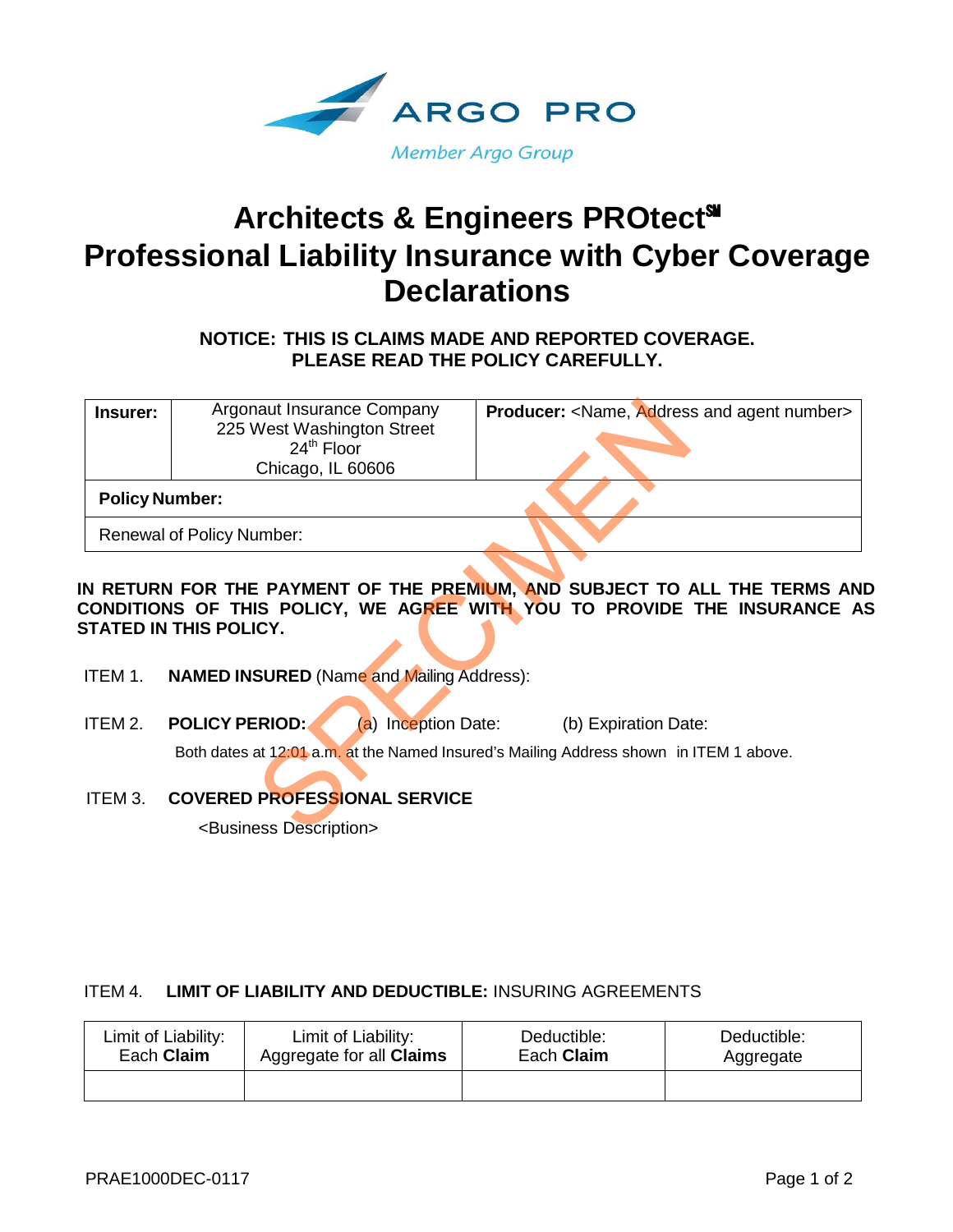ARGO PRO

Member Argo Group

# Architects & Engineers PROtect℠ Professional Liability Insurance with Cyber Coverage Declarations

**NOTICE: THIS IS CLAIMS MADE AND REPORTED COVERAGE. PLEASE READ THE POLICY CAREFULLY.**

| **Insurer:** | Argonaut Insurance Company<br>225 West Washington Street<br>24th Floor<br>Chicago, IL 60606 | **Producer:** <Name, Address and agent number> |
|---|---|---|
| **Policy Number:** | | |
| Renewal of Policy Number: | | |

**IN RETURN FOR THE PAYMENT OF THE PREMIUM, AND SUBJECT TO ALL THE TERMS AND CONDITIONS OF THIS POLICY, WE AGREE WITH YOU TO PROVIDE THE INSURANCE AS STATED IN THIS POLICY.**

ITEM 1. **NAMED INSURED** (Name and Mailing Address):

ITEM 2. **POLICY PERIOD:** (a) Inception Date: (b) Expiration Date:

Both dates at 12:01 a.m. at the Named Insured's Mailing Address shown in ITEM 1 above.

ITEM 3. **COVERED PROFESSIONAL SERVICE**

<Business Description>

ITEM 4. **LIMIT OF LIABILITY AND DEDUCTIBLE:** INSURING AGREEMENTS

| Limit of Liability: Each **Claim** | Limit of Liability: Aggregate for all **Claims** | Deductible: Each **Claim** | Deductible: Aggregate |
|---|---|---|---|
| | | | |

PRAE1000DEC-0117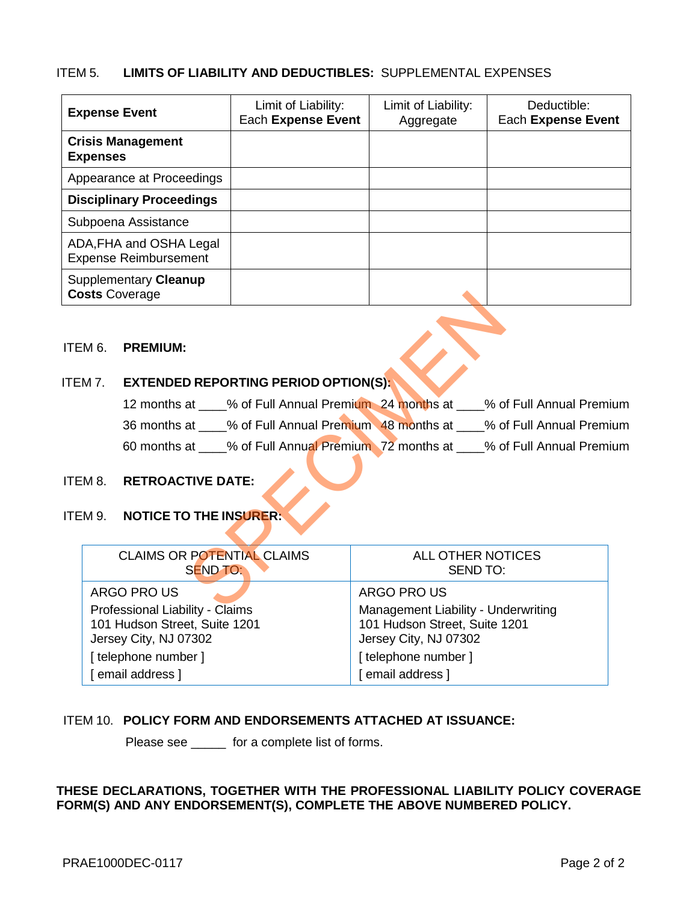ITEM 5. **LIMITS OF LIABILITY AND DEDUCTIBLES:** SUPPLEMENTAL EXPENSES

| **Expense Event** | Limit of Liability: Each **Expense Event** | Limit of Liability: Aggregate | Deductible: Each **Expense Event** |
|---|---|---|---|
| **Crisis Management Expenses** | | | |
| Appearance at Proceedings | | | |
| **Disciplinary Proceedings** | | | |
| Subpoena Assistance | | | |
| ADA,FHA and OSHA Legal Expense Reimbursement | | | |
| Supplementary **Cleanup Costs** Coverage | | | |

ITEM 6. **PREMIUM:**

ITEM 7. **EXTENDED REPORTING PERIOD OPTION(S):**

12 months at ____% of Full Annual Premium 24 months at ____% of Full Annual Premium

36 months at ____% of Full Annual Premium 48 months at ____% of Full Annual Premium

60 months at ____% of Full Annual Premium 72 months at ____% of Full Annual Premium

ITEM 8. **RETROACTIVE DATE:**

ITEM 9. **NOTICE TO THE INSURER:**

| CLAIMS OR POTENTIAL CLAIMS SEND TO: | ALL OTHER NOTICES SEND TO: |
|---|---|
| ARGO PRO US<br>Professional Liability - Claims<br>101 Hudson Street, Suite 1201<br>Jersey City, NJ 07302<br>[ telephone number ]<br>[ email address ] | ARGO PRO US<br>Management Liability - Underwriting<br>101 Hudson Street, Suite 1201<br>Jersey City, NJ 07302<br>[ telephone number ]<br>[ email address ] |

ITEM 10. **POLICY FORM AND ENDORSEMENTS ATTACHED AT ISSUANCE:**

Please see _____ for a complete list of forms.

**THESE DECLARATIONS, TOGETHER WITH THE PROFESSIONAL LIABILITY POLICY COVERAGE FORM(S) AND ANY ENDORSEMENT(S), COMPLETE THE ABOVE NUMBERED POLICY.**

PRAE1000DEC-0117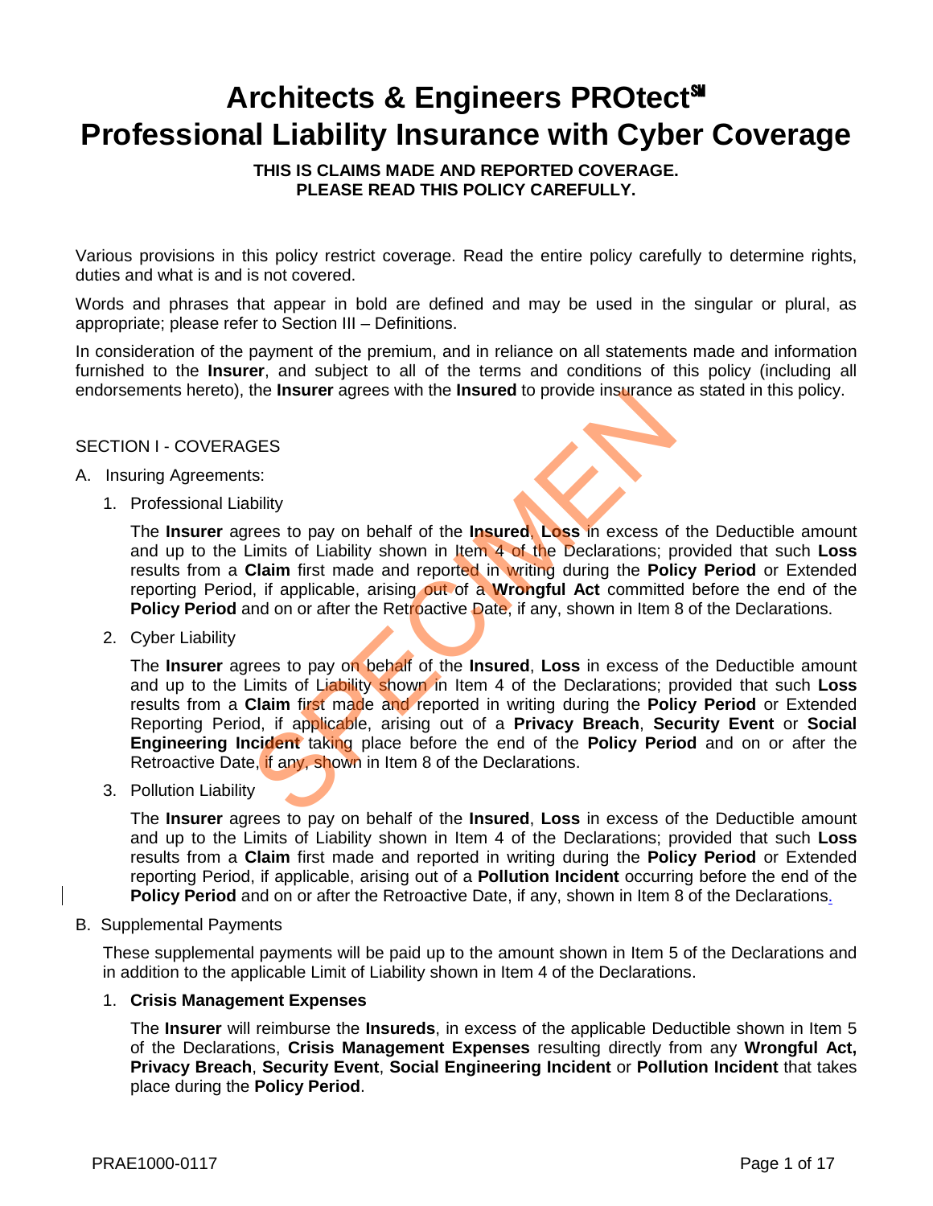# Architects & Engineers PROtect℠ Professional Liability Insurance with Cyber Coverage

**THIS IS CLAIMS MADE AND REPORTED COVERAGE.**
**PLEASE READ THIS POLICY CAREFULLY.**

Various provisions in this policy restrict coverage. Read the entire policy carefully to determine rights, duties and what is and is not covered.

Words and phrases that appear in bold are defined and may be used in the singular or plural, as appropriate; please refer to Section III – Definitions.

In consideration of the payment of the premium, and in reliance on all statements made and information furnished to the **Insurer**, and subject to all of the terms and conditions of this policy (including all endorsements hereto), the **Insurer** agrees with the **Insured** to provide insurance as stated in this policy.

SECTION I - COVERAGES

A. Insuring Agreements:

1. Professional Liability

   The **Insurer** agrees to pay on behalf of the **Insured**, **Loss** in excess of the Deductible amount and up to the Limits of Liability shown in Item 4 of the Declarations; provided that such **Loss** results from a **Claim** first made and reported in writing during the **Policy Period** or Extended reporting Period, if applicable, arising out of a **Wrongful Act** committed before the end of the **Policy Period** and on or after the Retroactive Date, if any, shown in Item 8 of the Declarations.

2. Cyber Liability

   The **Insurer** agrees to pay on behalf of the **Insured**, **Loss** in excess of the Deductible amount and up to the Limits of Liability shown in Item 4 of the Declarations; provided that such **Loss** results from a **Claim** first made and reported in writing during the **Policy Period** or Extended Reporting Period, if applicable, arising out of a **Privacy Breach**, **Security Event** or **Social Engineering Incident** taking place before the end of the **Policy Period** and on or after the Retroactive Date, if any, shown in Item 8 of the Declarations.

3. Pollution Liability

   The **Insurer** agrees to pay on behalf of the **Insured**, **Loss** in excess of the Deductible amount and up to the Limits of Liability shown in Item 4 of the Declarations; provided that such **Loss** results from a **Claim** first made and reported in writing during the **Policy Period** or Extended reporting Period, if applicable, arising out of a **Pollution Incident** occurring before the end of the **Policy Period** and on or after the Retroactive Date, if any, shown in Item 8 of the Declarations.

B. Supplemental Payments

   These supplemental payments will be paid up to the amount shown in Item 5 of the Declarations and in addition to the applicable Limit of Liability shown in Item 4 of the Declarations.

   1. **Crisis Management Expenses**

      The **Insurer** will reimburse the **Insureds**, in excess of the applicable Deductible shown in Item 5 of the Declarations, **Crisis Management Expenses** resulting directly from any **Wrongful Act, Privacy Breach**, **Security Event**, **Social Engineering Incident** or **Pollution Incident** that takes place during the **Policy Period**.

PRAE1000-0117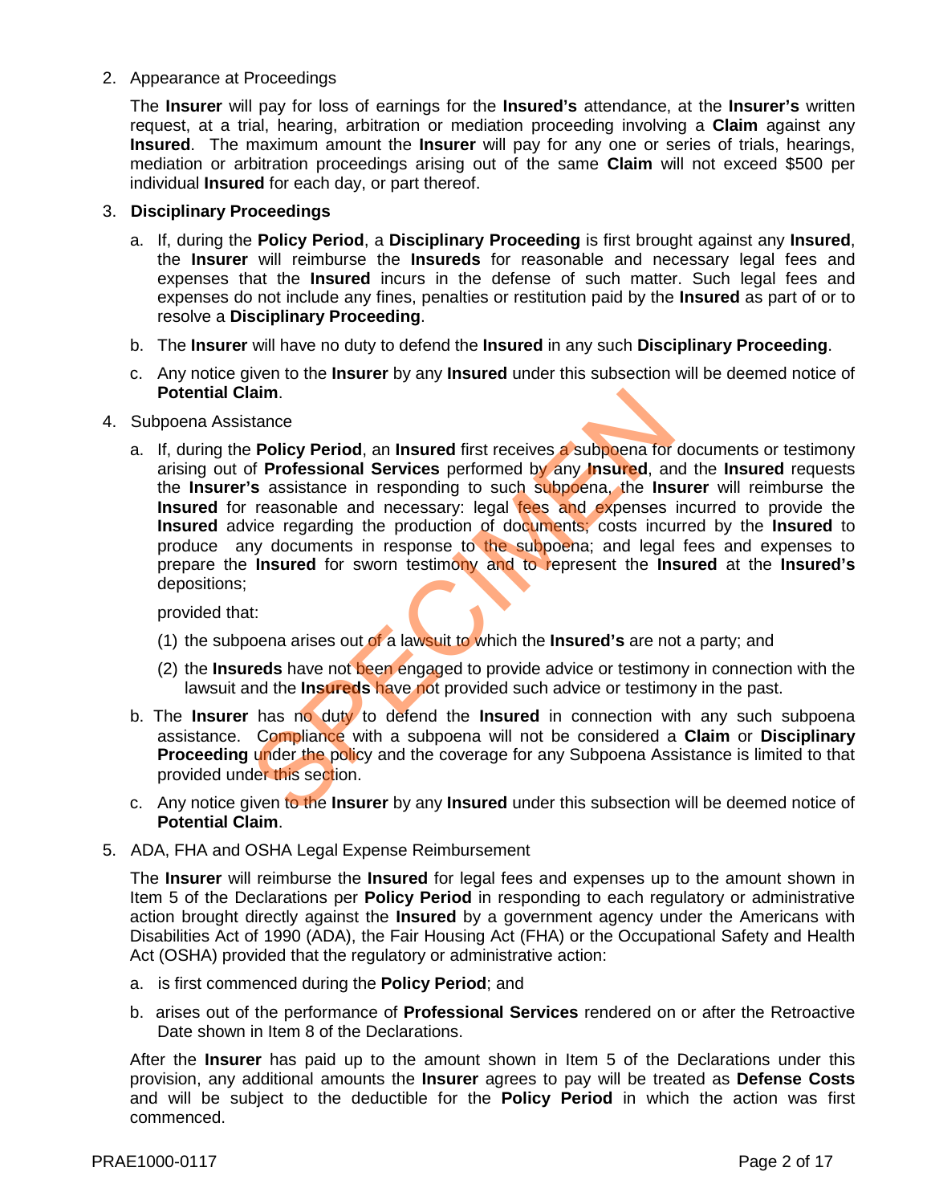2. Appearance at Proceedings

   The **Insurer** will pay for loss of earnings for the **Insured's** attendance, at the **Insurer's** written request, at a trial, hearing, arbitration or mediation proceeding involving a **Claim** against any **Insured**. The maximum amount the **Insurer** will pay for any one or series of trials, hearings, mediation or arbitration proceedings arising out of the same **Claim** will not exceed $500 per individual **Insured** for each day, or part thereof.

3. **Disciplinary Proceedings**

   a. If, during the **Policy Period**, a **Disciplinary Proceeding** is first brought against any **Insured**, the **Insurer** will reimburse the **Insureds** for reasonable and necessary legal fees and expenses that the **Insured** incurs in the defense of such matter. Such legal fees and expenses do not include any fines, penalties or restitution paid by the **Insured** as part of or to resolve a **Disciplinary Proceeding**.

   b. The **Insurer** will have no duty to defend the **Insured** in any such **Disciplinary Proceeding**.

   c. Any notice given to the **Insurer** by any **Insured** under this subsection will be deemed notice of **Potential Claim**.

4. Subpoena Assistance

   a. If, during the **Policy Period**, an **Insured** first receives a subpoena for documents or testimony arising out of **Professional Services** performed by any **Insured**, and the **Insured** requests the **Insurer's** assistance in responding to such subpoena, the **Insurer** will reimburse the **Insured** for reasonable and necessary: legal fees and expenses incurred to provide the **Insured** advice regarding the production of documents; costs incurred by the **Insured** to produce any documents in response to the subpoena; and legal fees and expenses to prepare the **Insured** for sworn testimony and to represent the **Insured** at the **Insured's** depositions;

      provided that:

      (1) the subpoena arises out of a lawsuit to which the **Insured's** are not a party; and

      (2) the **Insureds** have not been engaged to provide advice or testimony in connection with the lawsuit and the **Insureds** have not provided such advice or testimony in the past.

   b. The **Insurer** has no duty to defend the **Insured** in connection with any such subpoena assistance. Compliance with a subpoena will not be considered a **Claim** or **Disciplinary Proceeding** under the policy and the coverage for any Subpoena Assistance is limited to that provided under this section.

   c. Any notice given to the **Insurer** by any **Insured** under this subsection will be deemed notice of **Potential Claim**.

5. ADA, FHA and OSHA Legal Expense Reimbursement

   The **Insurer** will reimburse the **Insured** for legal fees and expenses up to the amount shown in Item 5 of the Declarations per **Policy Period** in responding to each regulatory or administrative action brought directly against the **Insured** by a government agency under the Americans with Disabilities Act of 1990 (ADA), the Fair Housing Act (FHA) or the Occupational Safety and Health Act (OSHA) provided that the regulatory or administrative action:

   a. is first commenced during the **Policy Period**; and

   b. arises out of the performance of **Professional Services** rendered on or after the Retroactive Date shown in Item 8 of the Declarations.

   After the **Insurer** has paid up to the amount shown in Item 5 of the Declarations under this provision, any additional amounts the **Insurer** agrees to pay will be treated as **Defense Costs** and will be subject to the deductible for the **Policy Period** in which the action was first commenced.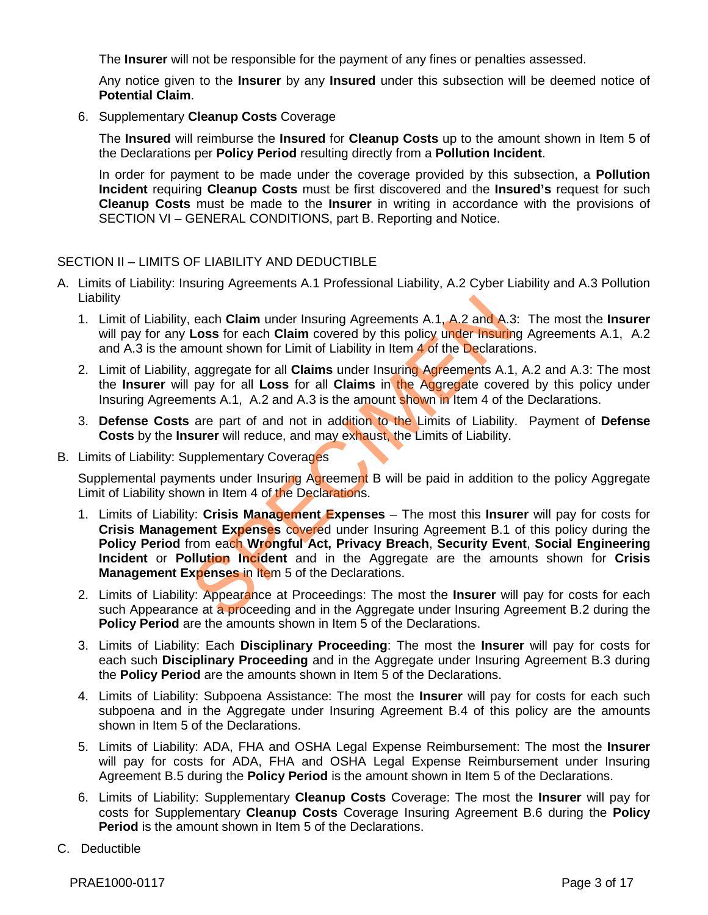The **Insurer** will not be responsible for the payment of any fines or penalties assessed.

Any notice given to the **Insurer** by any **Insured** under this subsection will be deemed notice of **Potential Claim**.

6. Supplementary **Cleanup Costs** Coverage

   The **Insured** will reimburse the **Insured** for **Cleanup Costs** up to the amount shown in Item 5 of the Declarations per **Policy Period** resulting directly from a **Pollution Incident**.

   In order for payment to be made under the coverage provided by this subsection, a **Pollution Incident** requiring **Cleanup Costs** must be first discovered and the **Insured's** request for such **Cleanup Costs** must be made to the **Insurer** in writing in accordance with the provisions of SECTION VI – GENERAL CONDITIONS, part B. Reporting and Notice.

## SECTION II – LIMITS OF LIABILITY AND DEDUCTIBLE

A. Limits of Liability: Insuring Agreements A.1 Professional Liability, A.2 Cyber Liability and A.3 Pollution Liability

   1. Limit of Liability, each **Claim** under Insuring Agreements A.1, A.2 and A.3: The most the **Insurer** will pay for any **Loss** for each **Claim** covered by this policy under Insuring Agreements A.1, A.2 and A.3 is the amount shown for Limit of Liability in Item 4 of the Declarations.

   2. Limit of Liability, aggregate for all **Claims** under Insuring Agreements A.1, A.2 and A.3: The most the **Insurer** will pay for all **Loss** for all **Claims** in the Aggregate covered by this policy under Insuring Agreements A.1, A.2 and A.3 is the amount shown in Item 4 of the Declarations.

   3. **Defense Costs** are part of and not in addition to the Limits of Liability. Payment of **Defense Costs** by the **Insurer** will reduce, and may exhaust, the Limits of Liability.

B. Limits of Liability: Supplementary Coverages

   Supplemental payments under Insuring Agreement B will be paid in addition to the policy Aggregate Limit of Liability shown in Item 4 of the Declarations.

   1. Limits of Liability: **Crisis Management Expenses** – The most this **Insurer** will pay for costs for **Crisis Management Expenses** covered under Insuring Agreement B.1 of this policy during the **Policy Period** from each **Wrongful Act, Privacy Breach**, **Security Event**, **Social Engineering Incident** or **Pollution Incident** and in the Aggregate are the amounts shown for **Crisis Management Expenses** in Item 5 of the Declarations.

   2. Limits of Liability: Appearance at Proceedings: The most the **Insurer** will pay for costs for each such Appearance at a proceeding and in the Aggregate under Insuring Agreement B.2 during the **Policy Period** are the amounts shown in Item 5 of the Declarations.

   3. Limits of Liability: Each **Disciplinary Proceeding**: The most the **Insurer** will pay for costs for each such **Disciplinary Proceeding** and in the Aggregate under Insuring Agreement B.3 during the **Policy Period** are the amounts shown in Item 5 of the Declarations.

   4. Limits of Liability: Subpoena Assistance: The most the **Insurer** will pay for costs for each such subpoena and in the Aggregate under Insuring Agreement B.4 of this policy are the amounts shown in Item 5 of the Declarations.

   5. Limits of Liability: ADA, FHA and OSHA Legal Expense Reimbursement: The most the **Insurer** will pay for costs for ADA, FHA and OSHA Legal Expense Reimbursement under Insuring Agreement B.5 during the **Policy Period** is the amount shown in Item 5 of the Declarations.

   6. Limits of Liability: Supplementary **Cleanup Costs** Coverage: The most the **Insurer** will pay for costs for Supplementary **Cleanup Costs** Coverage Insuring Agreement B.6 during the **Policy Period** is the amount shown in Item 5 of the Declarations.

C. Deductible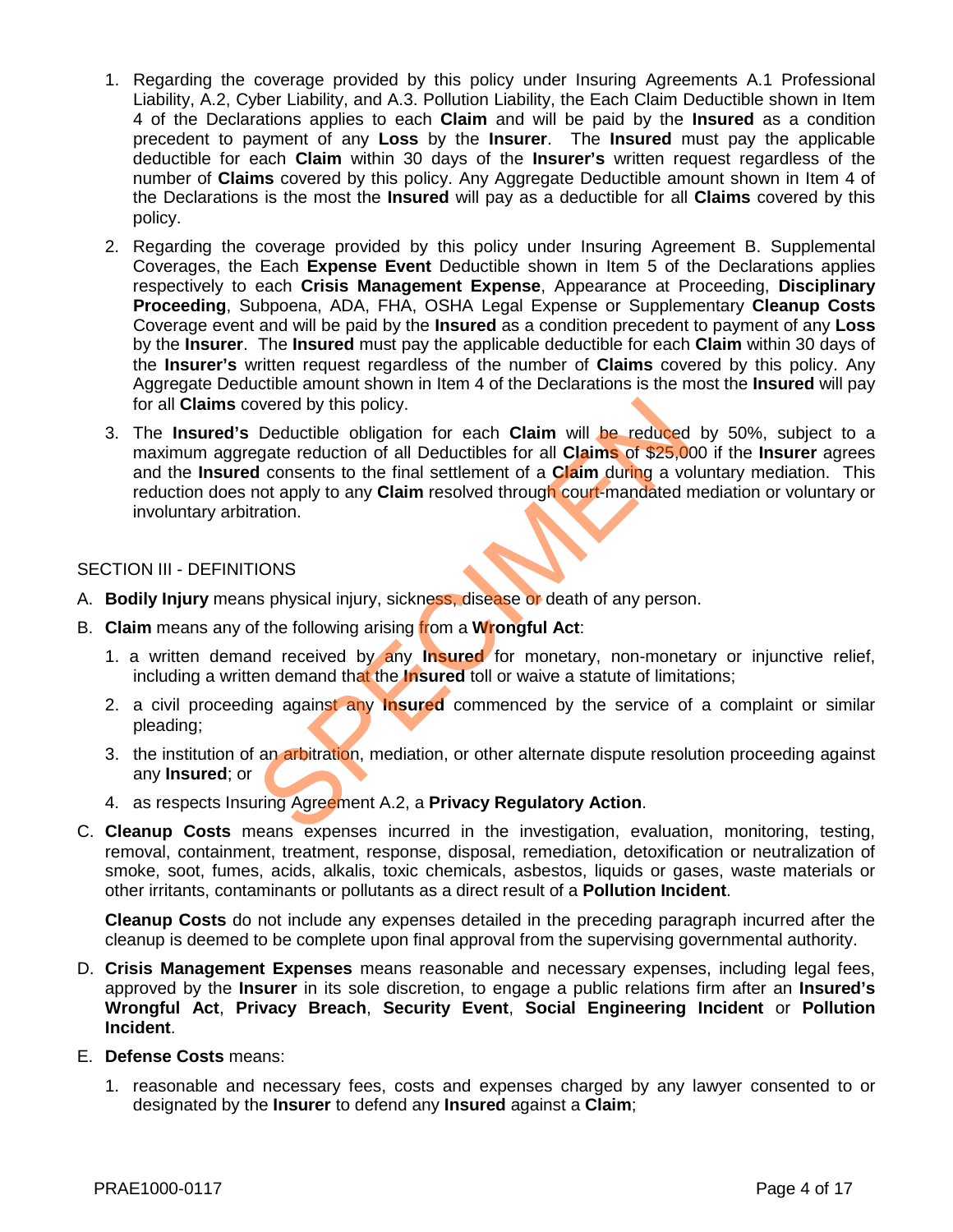1. Regarding the coverage provided by this policy under Insuring Agreements A.1 Professional Liability, A.2, Cyber Liability, and A.3. Pollution Liability, the Each Claim Deductible shown in Item 4 of the Declarations applies to each **Claim** and will be paid by the **Insured** as a condition precedent to payment of any **Loss** by the **Insurer**. The **Insured** must pay the applicable deductible for each **Claim** within 30 days of the **Insurer's** written request regardless of the number of **Claims** covered by this policy. Any Aggregate Deductible amount shown in Item 4 of the Declarations is the most the **Insured** will pay as a deductible for all **Claims** covered by this policy.
2. Regarding the coverage provided by this policy under Insuring Agreement B. Supplemental Coverages, the Each **Expense Event** Deductible shown in Item 5 of the Declarations applies respectively to each **Crisis Management Expense**, Appearance at Proceeding, **Disciplinary Proceeding**, Subpoena, ADA, FHA, OSHA Legal Expense or Supplementary **Cleanup Costs** Coverage event and will be paid by the **Insured** as a condition precedent to payment of any **Loss** by the **Insurer**. The **Insured** must pay the applicable deductible for each **Claim** within 30 days of the **Insurer's** written request regardless of the number of **Claims** covered by this policy. Any Aggregate Deductible amount shown in Item 4 of the Declarations is the most the **Insured** will pay for all **Claims** covered by this policy.
3. The **Insured's** Deductible obligation for each **Claim** will be reduced by 50%, subject to a maximum aggregate reduction of all Deductibles for all **Claims** of $25,000 if the **Insurer** agrees and the **Insured** consents to the final settlement of a **Claim** during a voluntary mediation. This reduction does not apply to any **Claim** resolved through court-mandated mediation or voluntary or involuntary arbitration.

SECTION III - DEFINITIONS

A. **Bodily Injury** means physical injury, sickness, disease or death of any person.

B. **Claim** means any of the following arising from a **Wrongful Act**:

1. a written demand received by any **Insured** for monetary, non-monetary or injunctive relief, including a written demand that the **Insured** toll or waive a statute of limitations;
2. a civil proceeding against any **Insured** commenced by the service of a complaint or similar pleading;
3. the institution of an arbitration, mediation, or other alternate dispute resolution proceeding against any **Insured**; or
4. as respects Insuring Agreement A.2, a **Privacy Regulatory Action**.

C. **Cleanup Costs** means expenses incurred in the investigation, evaluation, monitoring, testing, removal, containment, treatment, response, disposal, remediation, detoxification or neutralization of smoke, soot, fumes, acids, alkalis, toxic chemicals, asbestos, liquids or gases, waste materials or other irritants, contaminants or pollutants as a direct result of a **Pollution Incident**.

**Cleanup Costs** do not include any expenses detailed in the preceding paragraph incurred after the cleanup is deemed to be complete upon final approval from the supervising governmental authority.

D. **Crisis Management Expenses** means reasonable and necessary expenses, including legal fees, approved by the **Insurer** in its sole discretion, to engage a public relations firm after an **Insured's Wrongful Act**, **Privacy Breach**, **Security Event**, **Social Engineering Incident** or **Pollution Incident**.

E. **Defense Costs** means:

1. reasonable and necessary fees, costs and expenses charged by any lawyer consented to or designated by the **Insurer** to defend any **Insured** against a **Claim**;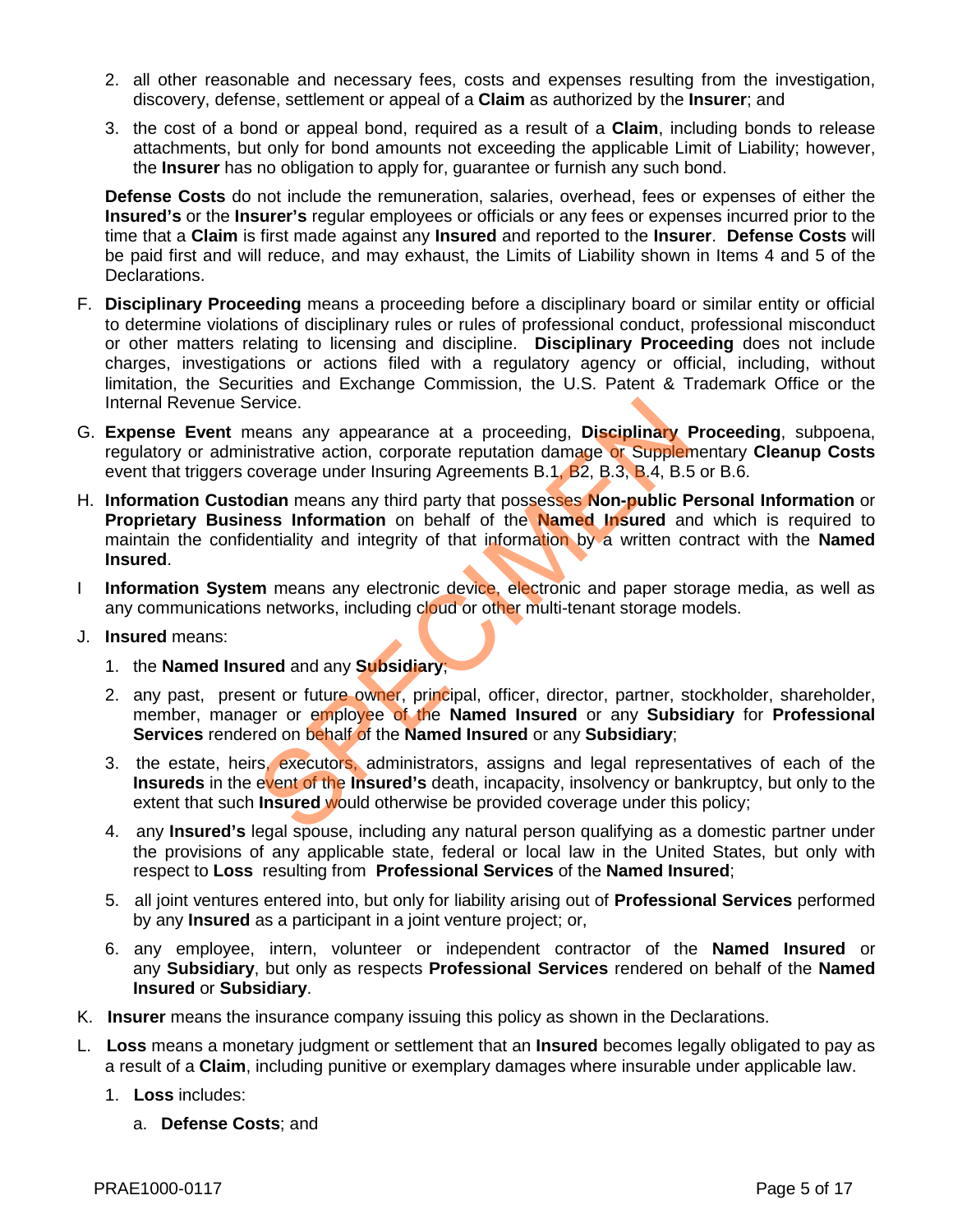2. all other reasonable and necessary fees, costs and expenses resulting from the investigation, discovery, defense, settlement or appeal of a **Claim** as authorized by the **Insurer**; and

3. the cost of a bond or appeal bond, required as a result of a **Claim**, including bonds to release attachments, but only for bond amounts not exceeding the applicable Limit of Liability; however, the **Insurer** has no obligation to apply for, guarantee or furnish any such bond.

**Defense Costs** do not include the remuneration, salaries, overhead, fees or expenses of either the **Insured's** or the **Insurer's** regular employees or officials or any fees or expenses incurred prior to the time that a **Claim** is first made against any **Insured** and reported to the **Insurer**. **Defense Costs** will be paid first and will reduce, and may exhaust, the Limits of Liability shown in Items 4 and 5 of the Declarations.

F. **Disciplinary Proceeding** means a proceeding before a disciplinary board or similar entity or official to determine violations of disciplinary rules or rules of professional conduct, professional misconduct or other matters relating to licensing and discipline. **Disciplinary Proceeding** does not include charges, investigations or actions filed with a regulatory agency or official, including, without limitation, the Securities and Exchange Commission, the U.S. Patent & Trademark Office or the Internal Revenue Service.

G. **Expense Event** means any appearance at a proceeding, **Disciplinary Proceeding**, subpoena, regulatory or administrative action, corporate reputation damage or Supplementary **Cleanup Costs** event that triggers coverage under Insuring Agreements B.1, B2, B.3, B.4, B.5 or B.6.

H. **Information Custodian** means any third party that possesses **Non-public Personal Information** or **Proprietary Business Information** on behalf of the **Named Insured** and which is required to maintain the confidentiality and integrity of that information by a written contract with the **Named Insured**.

I **Information System** means any electronic device, electronic and paper storage media, as well as any communications networks, including cloud or other multi-tenant storage models.

J. **Insured** means:

1. the **Named Insured** and any **Subsidiary**;

2. any past, present or future owner, principal, officer, director, partner, stockholder, shareholder, member, manager or employee of the **Named Insured** or any **Subsidiary** for **Professional Services** rendered on behalf of the **Named Insured** or any **Subsidiary**;

3. the estate, heirs, executors, administrators, assigns and legal representatives of each of the **Insureds** in the event of the **Insured's** death, incapacity, insolvency or bankruptcy, but only to the extent that such **Insured** would otherwise be provided coverage under this policy;

4. any **Insured's** legal spouse, including any natural person qualifying as a domestic partner under the provisions of any applicable state, federal or local law in the United States, but only with respect to **Loss** resulting from **Professional Services** of the **Named Insured**;

5. all joint ventures entered into, but only for liability arising out of **Professional Services** performed by any **Insured** as a participant in a joint venture project; or,

6. any employee, intern, volunteer or independent contractor of the **Named Insured** or any **Subsidiary**, but only as respects **Professional Services** rendered on behalf of the **Named Insured** or **Subsidiary**.

K. **Insurer** means the insurance company issuing this policy as shown in the Declarations.

L. **Loss** means a monetary judgment or settlement that an **Insured** becomes legally obligated to pay as a result of a **Claim**, including punitive or exemplary damages where insurable under applicable law.

1. **Loss** includes:

   a. **Defense Costs**; and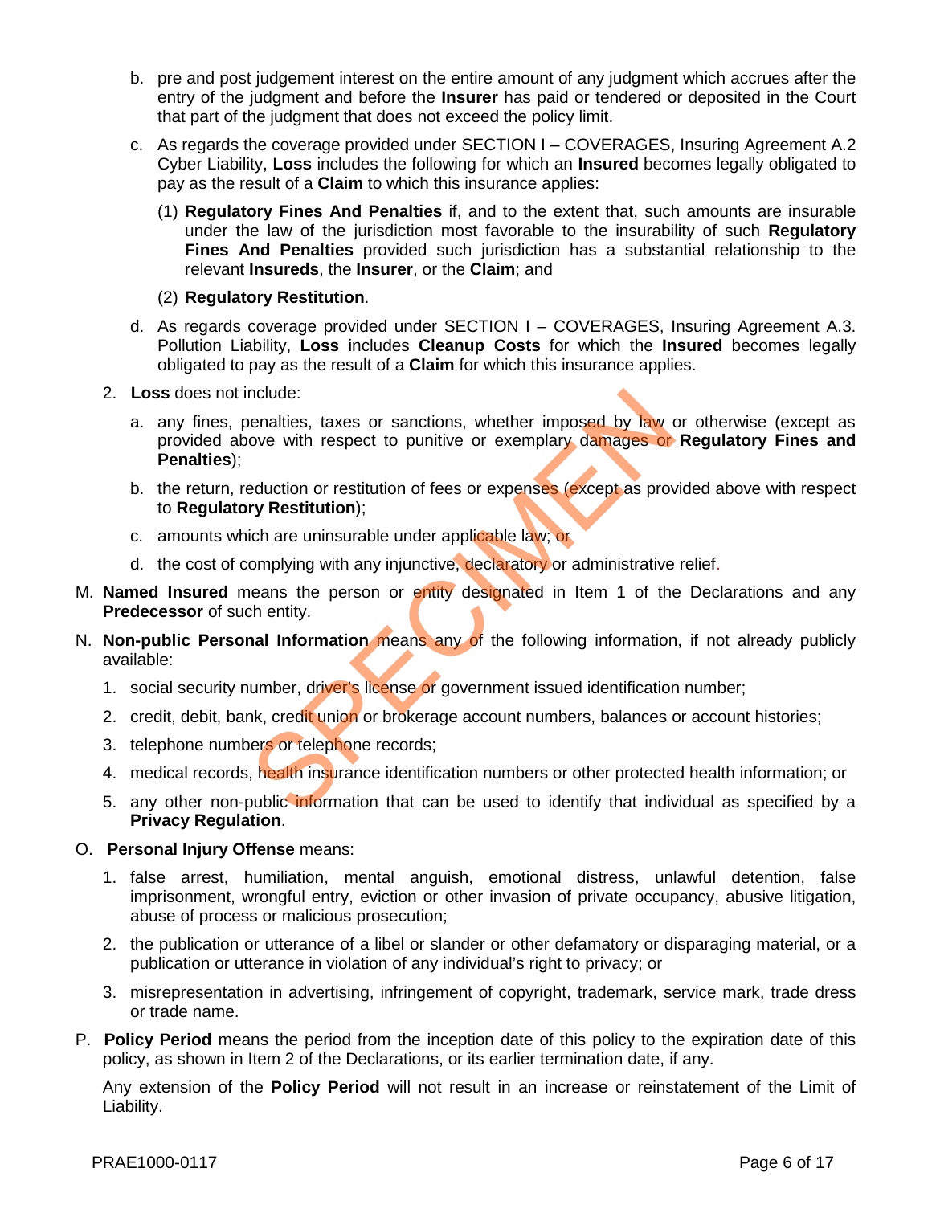b. pre and post judgement interest on the entire amount of any judgment which accrues after the entry of the judgment and before the **Insurer** has paid or tendered or deposited in the Court that part of the judgment that does not exceed the policy limit.

c. As regards the coverage provided under SECTION I – COVERAGES, Insuring Agreement A.2 Cyber Liability, **Loss** includes the following for which an **Insured** becomes legally obligated to pay as the result of a **Claim** to which this insurance applies:

   (1) **Regulatory Fines And Penalties** if, and to the extent that, such amounts are insurable under the law of the jurisdiction most favorable to the insurability of such **Regulatory Fines And Penalties** provided such jurisdiction has a substantial relationship to the relevant **Insureds**, the **Insurer**, or the **Claim**; and

   (2) **Regulatory Restitution**.

d. As regards coverage provided under SECTION I – COVERAGES, Insuring Agreement A.3. Pollution Liability, **Loss** includes **Cleanup Costs** for which the **Insured** becomes legally obligated to pay as the result of a **Claim** for which this insurance applies.

2. **Loss** does not include:

   a. any fines, penalties, taxes or sanctions, whether imposed by law or otherwise (except as provided above with respect to punitive or exemplary damages or **Regulatory Fines and Penalties**);

   b. the return, reduction or restitution of fees or expenses (except as provided above with respect to **Regulatory Restitution**);

   c. amounts which are uninsurable under applicable law; or

   d. the cost of complying with any injunctive, declaratory or administrative relief.

M. **Named Insured** means the person or entity designated in Item 1 of the Declarations and any **Predecessor** of such entity.

N. **Non-public Personal Information** means any of the following information, if not already publicly available:

1. social security number, driver's license or government issued identification number;
2. credit, debit, bank, credit union or brokerage account numbers, balances or account histories;
3. telephone numbers or telephone records;
4. medical records, health insurance identification numbers or other protected health information; or
5. any other non-public information that can be used to identify that individual as specified by a **Privacy Regulation**.

O. **Personal Injury Offense** means:

1. false arrest, humiliation, mental anguish, emotional distress, unlawful detention, false imprisonment, wrongful entry, eviction or other invasion of private occupancy, abusive litigation, abuse of process or malicious prosecution;
2. the publication or utterance of a libel or slander or other defamatory or disparaging material, or a publication or utterance in violation of any individual's right to privacy; or
3. misrepresentation in advertising, infringement of copyright, trademark, service mark, trade dress or trade name.

P. **Policy Period** means the period from the inception date of this policy to the expiration date of this policy, as shown in Item 2 of the Declarations, or its earlier termination date, if any.

Any extension of the **Policy Period** will not result in an increase or reinstatement of the Limit of Liability.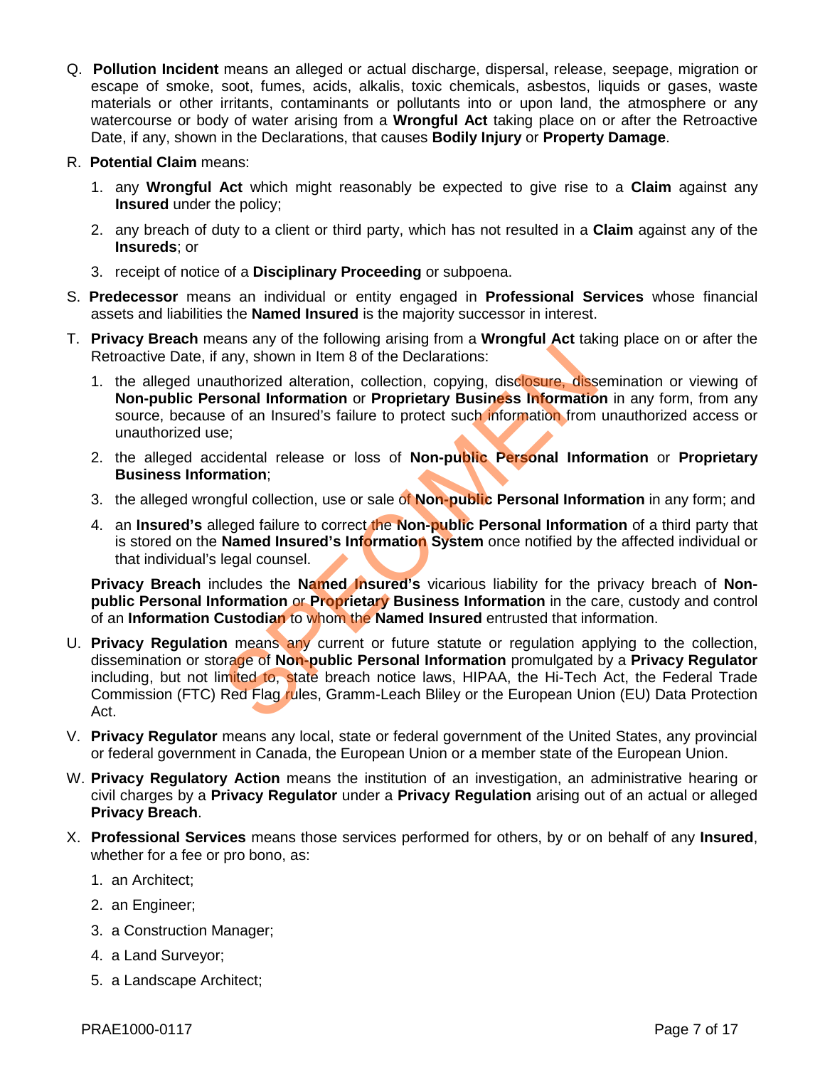Q. **Pollution Incident** means an alleged or actual discharge, dispersal, release, seepage, migration or escape of smoke, soot, fumes, acids, alkalis, toxic chemicals, asbestos, liquids or gases, waste materials or other irritants, contaminants or pollutants into or upon land, the atmosphere or any watercourse or body of water arising from a **Wrongful Act** taking place on or after the Retroactive Date, if any, shown in the Declarations, that causes **Bodily Injury** or **Property Damage**.

R. **Potential Claim** means:

1. any **Wrongful Act** which might reasonably be expected to give rise to a **Claim** against any **Insured** under the policy;
2. any breach of duty to a client or third party, which has not resulted in a **Claim** against any of the **Insureds**; or
3. receipt of notice of a **Disciplinary Proceeding** or subpoena.

S. **Predecessor** means an individual or entity engaged in **Professional Services** whose financial assets and liabilities the **Named Insured** is the majority successor in interest.

T. **Privacy Breach** means any of the following arising from a **Wrongful Act** taking place on or after the Retroactive Date, if any, shown in Item 8 of the Declarations:

1. the alleged unauthorized alteration, collection, copying, disclosure, dissemination or viewing of **Non-public Personal Information** or **Proprietary Business Information** in any form, from any source, because of an Insured's failure to protect such information from unauthorized access or unauthorized use;
2. the alleged accidental release or loss of **Non-public Personal Information** or **Proprietary Business Information**;
3. the alleged wrongful collection, use or sale of **Non-public Personal Information** in any form; and
4. an **Insured's** alleged failure to correct the **Non-public Personal Information** of a third party that is stored on the **Named Insured's Information System** once notified by the affected individual or that individual's legal counsel.

**Privacy Breach** includes the **Named Insured's** vicarious liability for the privacy breach of **Non-public Personal Information** or **Proprietary Business Information** in the care, custody and control of an **Information Custodian** to whom the **Named Insured** entrusted that information.

U. **Privacy Regulation** means any current or future statute or regulation applying to the collection, dissemination or storage of **Non-public Personal Information** promulgated by a **Privacy Regulator** including, but not limited to, state breach notice laws, HIPAA, the Hi-Tech Act, the Federal Trade Commission (FTC) Red Flag rules, Gramm-Leach Bliley or the European Union (EU) Data Protection Act.

V. **Privacy Regulator** means any local, state or federal government of the United States, any provincial or federal government in Canada, the European Union or a member state of the European Union.

W. **Privacy Regulatory Action** means the institution of an investigation, an administrative hearing or civil charges by a **Privacy Regulator** under a **Privacy Regulation** arising out of an actual or alleged **Privacy Breach**.

X. **Professional Services** means those services performed for others, by or on behalf of any **Insured**, whether for a fee or pro bono, as:

1. an Architect;
2. an Engineer;
3. a Construction Manager;
4. a Land Surveyor;
5. a Landscape Architect;

PRAE1000-0117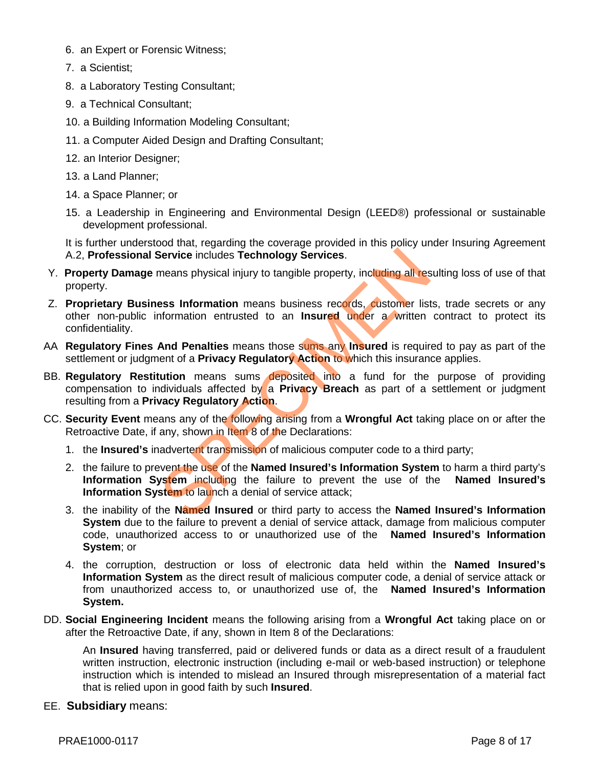6. an Expert or Forensic Witness;
7. a Scientist;
8. a Laboratory Testing Consultant;
9. a Technical Consultant;
10. a Building Information Modeling Consultant;
11. a Computer Aided Design and Drafting Consultant;
12. an Interior Designer;
13. a Land Planner;
14. a Space Planner; or
15. a Leadership in Engineering and Environmental Design (LEED®) professional or sustainable development professional.

It is further understood that, regarding the coverage provided in this policy under Insuring Agreement A.2, **Professional Service** includes **Technology Services**.

Y. **Property Damage** means physical injury to tangible property, including all resulting loss of use of that property.

Z. **Proprietary Business Information** means business records, customer lists, trade secrets or any other non-public information entrusted to an **Insured** under a written contract to protect its confidentiality.

AA **Regulatory Fines And Penalties** means those sums any **Insured** is required to pay as part of the settlement or judgment of a **Privacy Regulatory Action** to which this insurance applies.

BB. **Regulatory Restitution** means sums deposited into a fund for the purpose of providing compensation to individuals affected by a **Privacy Breach** as part of a settlement or judgment resulting from a **Privacy Regulatory Action**.

CC. **Security Event** means any of the following arising from a **Wrongful Act** taking place on or after the Retroactive Date, if any, shown in Item 8 of the Declarations:

1. the **Insured's** inadvertent transmission of malicious computer code to a third party;
2. the failure to prevent the use of the **Named Insured's Information System** to harm a third party's **Information System** including the failure to prevent the use of the **Named Insured's Information System** to launch a denial of service attack;
3. the inability of the **Named Insured** or third party to access the **Named Insured's Information System** due to the failure to prevent a denial of service attack, damage from malicious computer code, unauthorized access to or unauthorized use of the **Named Insured's Information System**; or
4. the corruption, destruction or loss of electronic data held within the **Named Insured's Information System** as the direct result of malicious computer code, a denial of service attack or from unauthorized access to, or unauthorized use of, the **Named Insured's Information System.**

DD. **Social Engineering Incident** means the following arising from a **Wrongful Act** taking place on or after the Retroactive Date, if any, shown in Item 8 of the Declarations:

An **Insured** having transferred, paid or delivered funds or data as a direct result of a fraudulent written instruction, electronic instruction (including e-mail or web-based instruction) or telephone instruction which is intended to mislead an Insured through misrepresentation of a material fact that is relied upon in good faith by such **Insured**.

EE. **Subsidiary** means: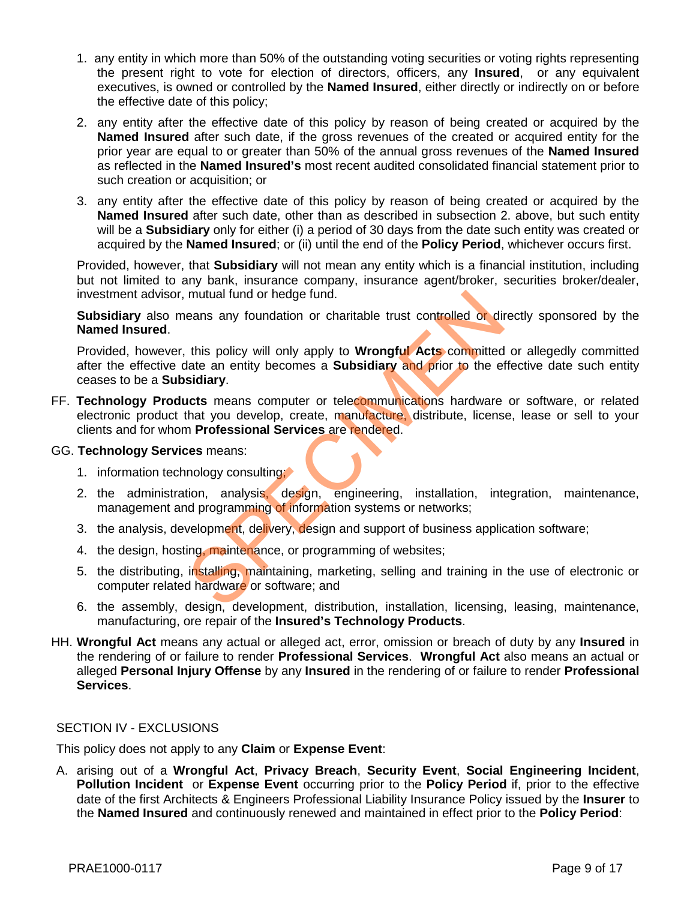1. any entity in which more than 50% of the outstanding voting securities or voting rights representing the present right to vote for election of directors, officers, any **Insured**, or any equivalent executives, is owned or controlled by the **Named Insured**, either directly or indirectly on or before the effective date of this policy;
2. any entity after the effective date of this policy by reason of being created or acquired by the **Named Insured** after such date, if the gross revenues of the created or acquired entity for the prior year are equal to or greater than 50% of the annual gross revenues of the **Named Insured** as reflected in the **Named Insured's** most recent audited consolidated financial statement prior to such creation or acquisition; or
3. any entity after the effective date of this policy by reason of being created or acquired by the **Named Insured** after such date, other than as described in subsection 2. above, but such entity will be a **Subsidiary** only for either (i) a period of 30 days from the date such entity was created or acquired by the **Named Insured**; or (ii) until the end of the **Policy Period**, whichever occurs first.

Provided, however, that **Subsidiary** will not mean any entity which is a financial institution, including but not limited to any bank, insurance company, insurance agent/broker, securities broker/dealer, investment advisor, mutual fund or hedge fund.

**Subsidiary** also means any foundation or charitable trust controlled or directly sponsored by the **Named Insured**.

Provided, however, this policy will only apply to **Wrongful Acts** committed or allegedly committed after the effective date an entity becomes a **Subsidiary** and prior to the effective date such entity ceases to be a **Subsidiary**.

FF. **Technology Products** means computer or telecommunications hardware or software, or related electronic product that you develop, create, manufacture, distribute, license, lease or sell to your clients and for whom **Professional Services** are rendered.

GG. **Technology Services** means:

1. information technology consulting;
2. the administration, analysis, design, engineering, installation, integration, maintenance, management and programming of information systems or networks;
3. the analysis, development, delivery, design and support of business application software;
4. the design, hosting, maintenance, or programming of websites;
5. the distributing, installing, maintaining, marketing, selling and training in the use of electronic or computer related hardware or software; and
6. the assembly, design, development, distribution, installation, licensing, leasing, maintenance, manufacturing, ore repair of the **Insured's Technology Products**.

HH. **Wrongful Act** means any actual or alleged act, error, omission or breach of duty by any **Insured** in the rendering of or failure to render **Professional Services**. **Wrongful Act** also means an actual or alleged **Personal Injury Offense** by any **Insured** in the rendering of or failure to render **Professional Services**.

## SECTION IV - EXCLUSIONS

This policy does not apply to any **Claim** or **Expense Event**:

A. arising out of a **Wrongful Act**, **Privacy Breach**, **Security Event**, **Social Engineering Incident**, **Pollution Incident** or **Expense Event** occurring prior to the **Policy Period** if, prior to the effective date of the first Architects & Engineers Professional Liability Insurance Policy issued by the **Insurer** to the **Named Insured** and continuously renewed and maintained in effect prior to the **Policy Period**: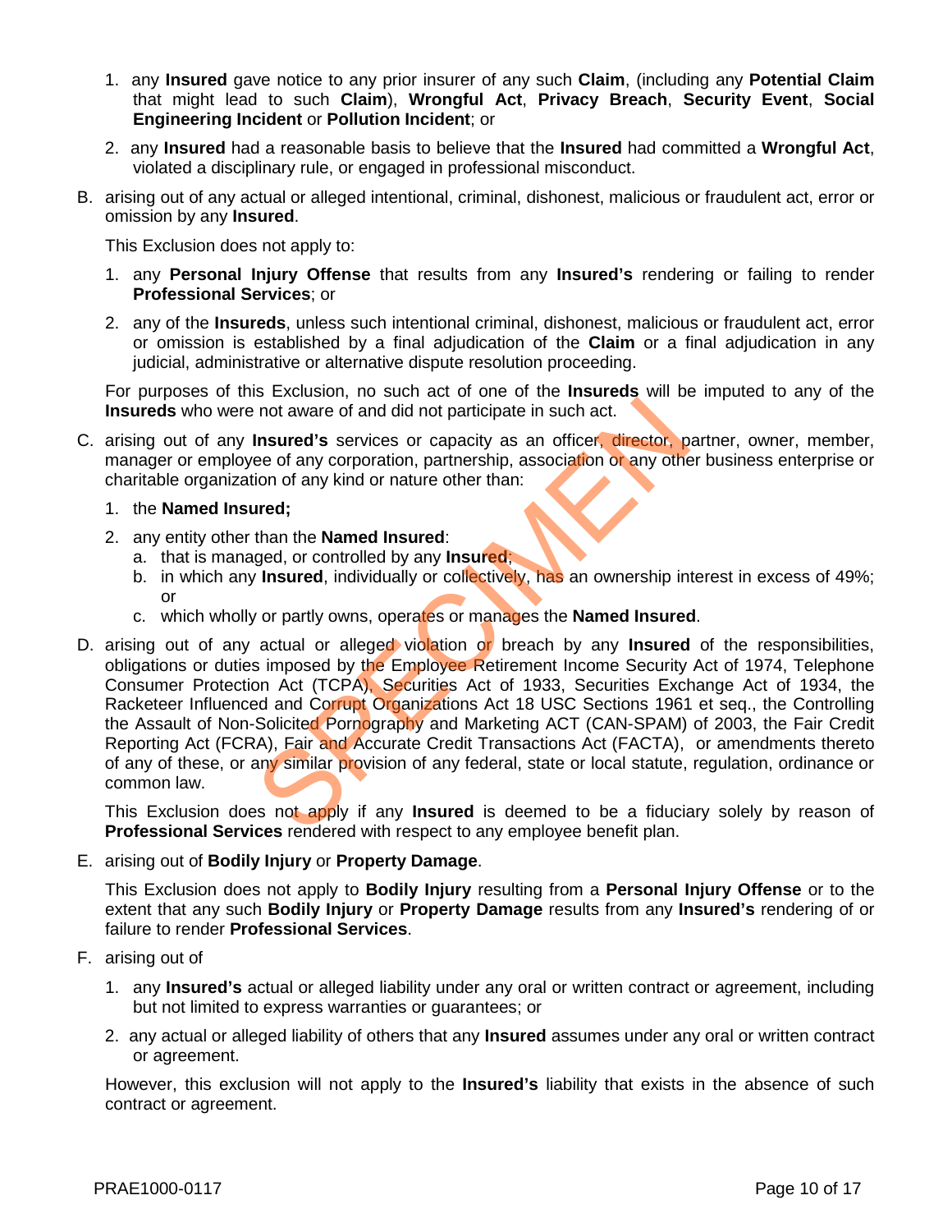1. any **Insured** gave notice to any prior insurer of any such **Claim**, (including any **Potential Claim** that might lead to such **Claim**), **Wrongful Act**, **Privacy Breach**, **Security Event**, **Social Engineering Incident** or **Pollution Incident**; or

2. any **Insured** had a reasonable basis to believe that the **Insured** had committed a **Wrongful Act**, violated a disciplinary rule, or engaged in professional misconduct.

B. arising out of any actual or alleged intentional, criminal, dishonest, malicious or fraudulent act, error or omission by any **Insured**.

This Exclusion does not apply to:

1. any **Personal Injury Offense** that results from any **Insured's** rendering or failing to render **Professional Services**; or

2. any of the **Insureds**, unless such intentional criminal, dishonest, malicious or fraudulent act, error or omission is established by a final adjudication of the **Claim** or a final adjudication in any judicial, administrative or alternative dispute resolution proceeding.

For purposes of this Exclusion, no such act of one of the **Insureds** will be imputed to any of the **Insureds** who were not aware of and did not participate in such act.

C. arising out of any **Insured's** services or capacity as an officer, director, partner, owner, member, manager or employee of any corporation, partnership, association or any other business enterprise or charitable organization of any kind or nature other than:

1. the **Named Insured;**

2. any entity other than the **Named Insured**:
   a. that is managed, or controlled by any **Insured**;
   b. in which any **Insured**, individually or collectively, has an ownership interest in excess of 49%; or
   c. which wholly or partly owns, operates or manages the **Named Insured**.

D. arising out of any actual or alleged violation or breach by any **Insured** of the responsibilities, obligations or duties imposed by the Employee Retirement Income Security Act of 1974, Telephone Consumer Protection Act (TCPA), Securities Act of 1933, Securities Exchange Act of 1934, the Racketeer Influenced and Corrupt Organizations Act 18 USC Sections 1961 et seq., the Controlling the Assault of Non-Solicited Pornography and Marketing ACT (CAN-SPAM) of 2003, the Fair Credit Reporting Act (FCRA), Fair and Accurate Credit Transactions Act (FACTA), or amendments thereto of any of these, or any similar provision of any federal, state or local statute, regulation, ordinance or common law.

This Exclusion does not apply if any **Insured** is deemed to be a fiduciary solely by reason of **Professional Services** rendered with respect to any employee benefit plan.

E. arising out of **Bodily Injury** or **Property Damage**.

This Exclusion does not apply to **Bodily Injury** resulting from a **Personal Injury Offense** or to the extent that any such **Bodily Injury** or **Property Damage** results from any **Insured's** rendering of or failure to render **Professional Services**.

F. arising out of

1. any **Insured's** actual or alleged liability under any oral or written contract or agreement, including but not limited to express warranties or guarantees; or

2. any actual or alleged liability of others that any **Insured** assumes under any oral or written contract or agreement.

However, this exclusion will not apply to the **Insured's** liability that exists in the absence of such contract or agreement.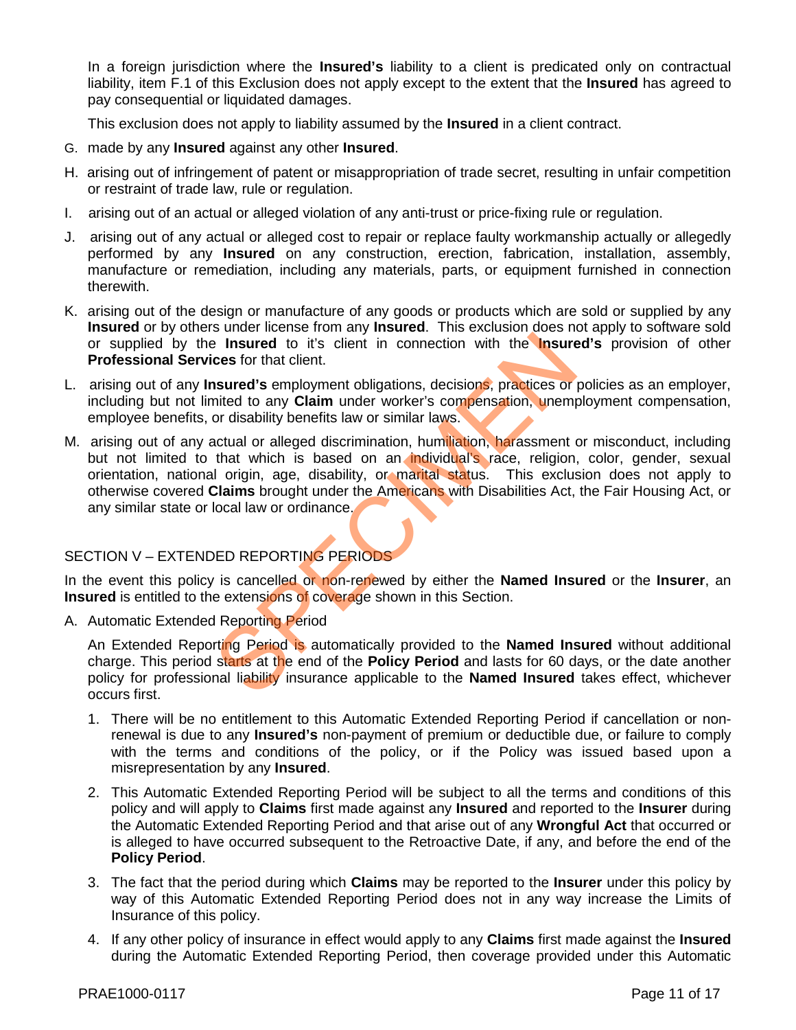In a foreign jurisdiction where the **Insured's** liability to a client is predicated only on contractual liability, item F.1 of this Exclusion does not apply except to the extent that the **Insured** has agreed to pay consequential or liquidated damages.

This exclusion does not apply to liability assumed by the **Insured** in a client contract.

G. made by any **Insured** against any other **Insured**.

H. arising out of infringement of patent or misappropriation of trade secret, resulting in unfair competition or restraint of trade law, rule or regulation.

I. arising out of an actual or alleged violation of any anti-trust or price-fixing rule or regulation.

J. arising out of any actual or alleged cost to repair or replace faulty workmanship actually or allegedly performed by any **Insured** on any construction, erection, fabrication, installation, assembly, manufacture or remediation, including any materials, parts, or equipment furnished in connection therewith.

K. arising out of the design or manufacture of any goods or products which are sold or supplied by any **Insured** or by others under license from any **Insured**. This exclusion does not apply to software sold or supplied by the **Insured** to it's client in connection with the **Insured's** provision of other **Professional Services** for that client.

L. arising out of any **Insured's** employment obligations, decisions, practices or policies as an employer, including but not limited to any **Claim** under worker's compensation, unemployment compensation, employee benefits, or disability benefits law or similar laws.

M. arising out of any actual or alleged discrimination, humiliation, harassment or misconduct, including but not limited to that which is based on an individual's race, religion, color, gender, sexual orientation, national origin, age, disability, or marital status. This exclusion does not apply to otherwise covered **Claims** brought under the Americans with Disabilities Act, the Fair Housing Act, or any similar state or local law or ordinance.

## SECTION V – EXTENDED REPORTING PERIODS

In the event this policy is cancelled or non-renewed by either the **Named Insured** or the **Insurer**, an **Insured** is entitled to the extensions of coverage shown in this Section.

A. Automatic Extended Reporting Period

An Extended Reporting Period is automatically provided to the **Named Insured** without additional charge. This period starts at the end of the **Policy Period** and lasts for 60 days, or the date another policy for professional liability insurance applicable to the **Named Insured** takes effect, whichever occurs first.

1. There will be no entitlement to this Automatic Extended Reporting Period if cancellation or non-renewal is due to any **Insured's** non-payment of premium or deductible due, or failure to comply with the terms and conditions of the policy, or if the Policy was issued based upon a misrepresentation by any **Insured**.

2. This Automatic Extended Reporting Period will be subject to all the terms and conditions of this policy and will apply to **Claims** first made against any **Insured** and reported to the **Insurer** during the Automatic Extended Reporting Period and that arise out of any **Wrongful Act** that occurred or is alleged to have occurred subsequent to the Retroactive Date, if any, and before the end of the **Policy Period**.

3. The fact that the period during which **Claims** may be reported to the **Insurer** under this policy by way of this Automatic Extended Reporting Period does not in any way increase the Limits of Insurance of this policy.

4. If any other policy of insurance in effect would apply to any **Claims** first made against the **Insured** during the Automatic Extended Reporting Period, then coverage provided under this Automatic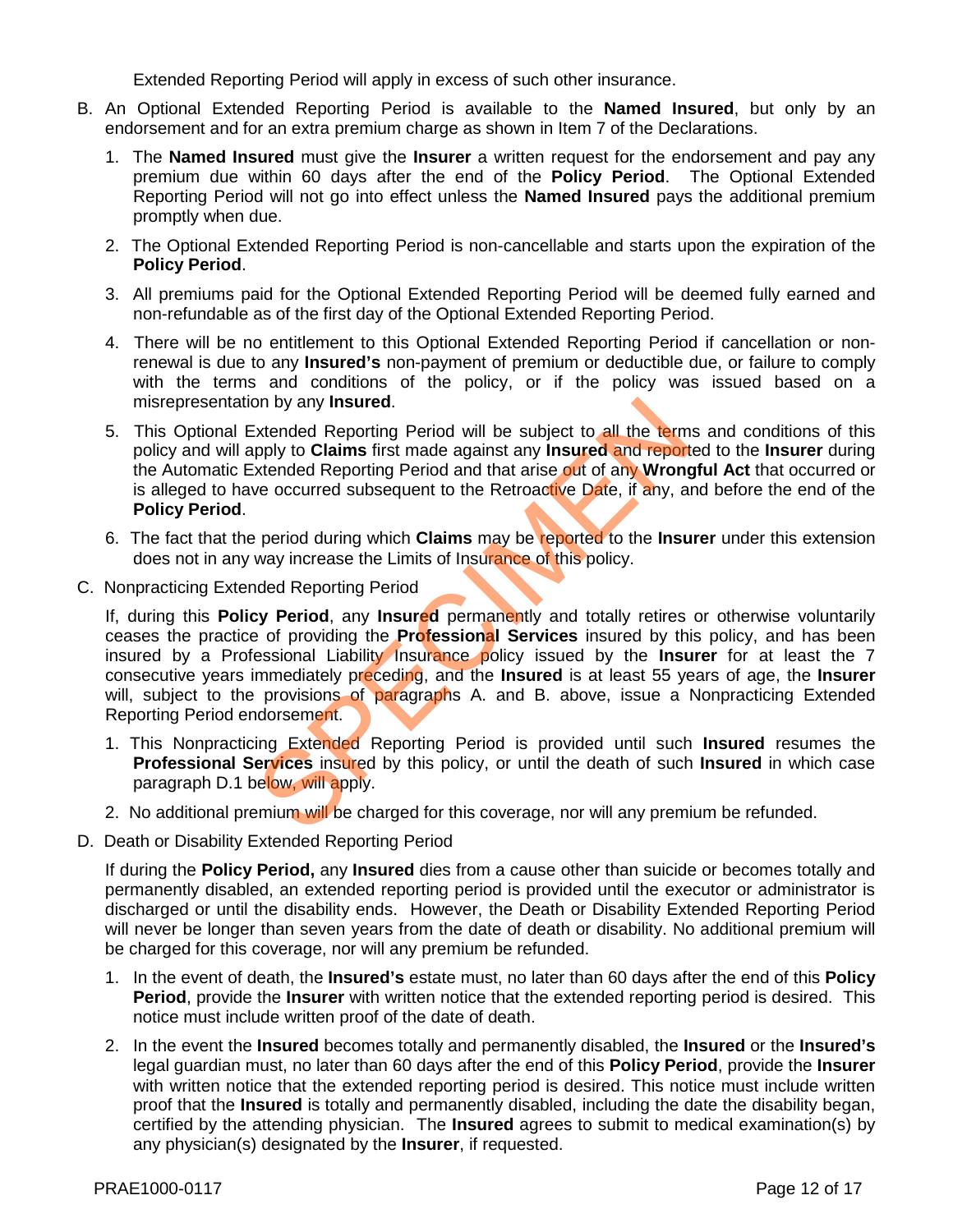Extended Reporting Period will apply in excess of such other insurance.

B. An Optional Extended Reporting Period is available to the **Named Insured**, but only by an endorsement and for an extra premium charge as shown in Item 7 of the Declarations.

   1. The **Named Insured** must give the **Insurer** a written request for the endorsement and pay any premium due within 60 days after the end of the **Policy Period**. The Optional Extended Reporting Period will not go into effect unless the **Named Insured** pays the additional premium promptly when due.

   2. The Optional Extended Reporting Period is non-cancellable and starts upon the expiration of the **Policy Period**.

   3. All premiums paid for the Optional Extended Reporting Period will be deemed fully earned and non-refundable as of the first day of the Optional Extended Reporting Period.

   4. There will be no entitlement to this Optional Extended Reporting Period if cancellation or non-renewal is due to any **Insured's** non-payment of premium or deductible due, or failure to comply with the terms and conditions of the policy, or if the policy was issued based on a misrepresentation by any **Insured**.

   5. This Optional Extended Reporting Period will be subject to all the terms and conditions of this policy and will apply to **Claims** first made against any **Insured** and reported to the **Insurer** during the Automatic Extended Reporting Period and that arise out of any **Wrongful Act** that occurred or is alleged to have occurred subsequent to the Retroactive Date, if any, and before the end of the **Policy Period**.

   6. The fact that the period during which **Claims** may be reported to the **Insurer** under this extension does not in any way increase the Limits of Insurance of this policy.

C. Nonpracticing Extended Reporting Period

   If, during this **Policy Period**, any **Insured** permanently and totally retires or otherwise voluntarily ceases the practice of providing the **Professional Services** insured by this policy, and has been insured by a Professional Liability Insurance policy issued by the **Insurer** for at least the 7 consecutive years immediately preceding, and the **Insured** is at least 55 years of age, the **Insurer** will, subject to the provisions of paragraphs A. and B. above, issue a Nonpracticing Extended Reporting Period endorsement.

   1. This Nonpracticing Extended Reporting Period is provided until such **Insured** resumes the **Professional Services** insured by this policy, or until the death of such **Insured** in which case paragraph D.1 below, will apply.

   2. No additional premium will be charged for this coverage, nor will any premium be refunded.

D. Death or Disability Extended Reporting Period

   If during the **Policy Period,** any **Insured** dies from a cause other than suicide or becomes totally and permanently disabled, an extended reporting period is provided until the executor or administrator is discharged or until the disability ends. However, the Death or Disability Extended Reporting Period will never be longer than seven years from the date of death or disability. No additional premium will be charged for this coverage, nor will any premium be refunded.

   1. In the event of death, the **Insured's** estate must, no later than 60 days after the end of this **Policy Period**, provide the **Insurer** with written notice that the extended reporting period is desired. This notice must include written proof of the date of death.

   2. In the event the **Insured** becomes totally and permanently disabled, the **Insured** or the **Insured's** legal guardian must, no later than 60 days after the end of this **Policy Period**, provide the **Insurer** with written notice that the extended reporting period is desired. This notice must include written proof that the **Insured** is totally and permanently disabled, including the date the disability began, certified by the attending physician. The **Insured** agrees to submit to medical examination(s) by any physician(s) designated by the **Insurer**, if requested.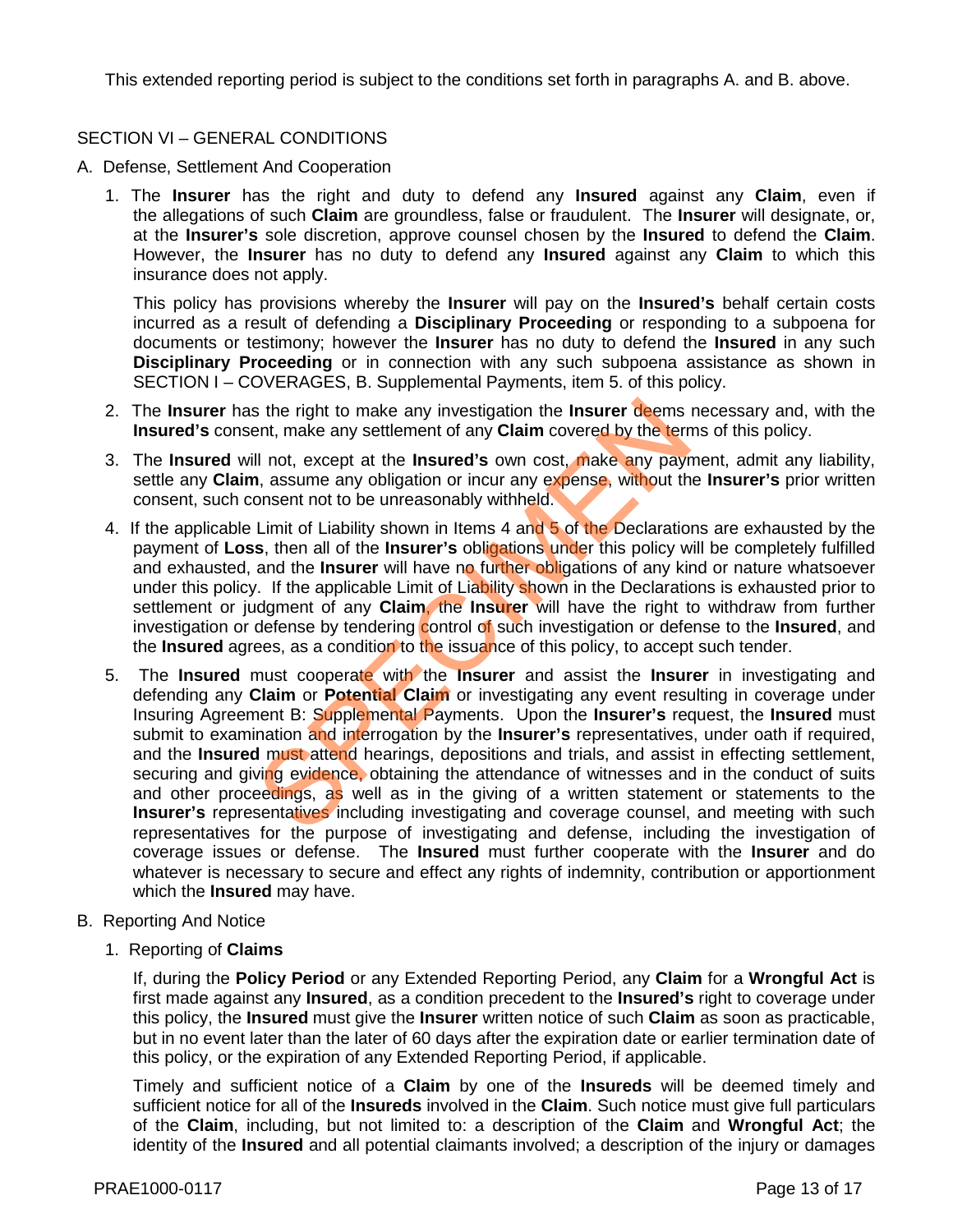This extended reporting period is subject to the conditions set forth in paragraphs A. and B. above.

## SECTION VI – GENERAL CONDITIONS

### A. Defense, Settlement And Cooperation

1. The **Insurer** has the right and duty to defend any **Insured** against any **Claim**, even if the allegations of such **Claim** are groundless, false or fraudulent. The **Insurer** will designate, or, at the **Insurer's** sole discretion, approve counsel chosen by the **Insured** to defend the **Claim**. However, the **Insurer** has no duty to defend any **Insured** against any **Claim** to which this insurance does not apply.

   This policy has provisions whereby the **Insurer** will pay on the **Insured's** behalf certain costs incurred as a result of defending a **Disciplinary Proceeding** or responding to a subpoena for documents or testimony; however the **Insurer** has no duty to defend the **Insured** in any such **Disciplinary Proceeding** or in connection with any such subpoena assistance as shown in SECTION I – COVERAGES, B. Supplemental Payments, item 5. of this policy.

2. The **Insurer** has the right to make any investigation the **Insurer** deems necessary and, with the **Insured's** consent, make any settlement of any **Claim** covered by the terms of this policy.

3. The **Insured** will not, except at the **Insured's** own cost, make any payment, admit any liability, settle any **Claim**, assume any obligation or incur any expense, without the **Insurer's** prior written consent, such consent not to be unreasonably withheld.

4. If the applicable Limit of Liability shown in Items 4 and 5 of the Declarations are exhausted by the payment of **Loss**, then all of the **Insurer's** obligations under this policy will be completely fulfilled and exhausted, and the **Insurer** will have no further obligations of any kind or nature whatsoever under this policy. If the applicable Limit of Liability shown in the Declarations is exhausted prior to settlement or judgment of any **Claim**, the **Insurer** will have the right to withdraw from further investigation or defense by tendering control of such investigation or defense to the **Insured**, and the **Insured** agrees, as a condition to the issuance of this policy, to accept such tender.

5. The **Insured** must cooperate with the **Insurer** and assist the **Insurer** in investigating and defending any **Claim** or **Potential Claim** or investigating any event resulting in coverage under Insuring Agreement B: Supplemental Payments. Upon the **Insurer's** request, the **Insured** must submit to examination and interrogation by the **Insurer's** representatives, under oath if required, and the **Insured** must attend hearings, depositions and trials, and assist in effecting settlement, securing and giving evidence, obtaining the attendance of witnesses and in the conduct of suits and other proceedings, as well as in the giving of a written statement or statements to the **Insurer's** representatives including investigating and coverage counsel, and meeting with such representatives for the purpose of investigating and defense, including the investigation of coverage issues or defense. The **Insured** must further cooperate with the **Insurer** and do whatever is necessary to secure and effect any rights of indemnity, contribution or apportionment which the **Insured** may have.

### B. Reporting And Notice

1. Reporting of **Claims**

   If, during the **Policy Period** or any Extended Reporting Period, any **Claim** for a **Wrongful Act** is first made against any **Insured**, as a condition precedent to the **Insured's** right to coverage under this policy, the **Insured** must give the **Insurer** written notice of such **Claim** as soon as practicable, but in no event later than the later of 60 days after the expiration date or earlier termination date of this policy, or the expiration of any Extended Reporting Period, if applicable.

   Timely and sufficient notice of a **Claim** by one of the **Insureds** will be deemed timely and sufficient notice for all of the **Insureds** involved in the **Claim**. Such notice must give full particulars of the **Claim**, including, but not limited to: a description of the **Claim** and **Wrongful Act**; the identity of the **Insured** and all potential claimants involved; a description of the injury or damages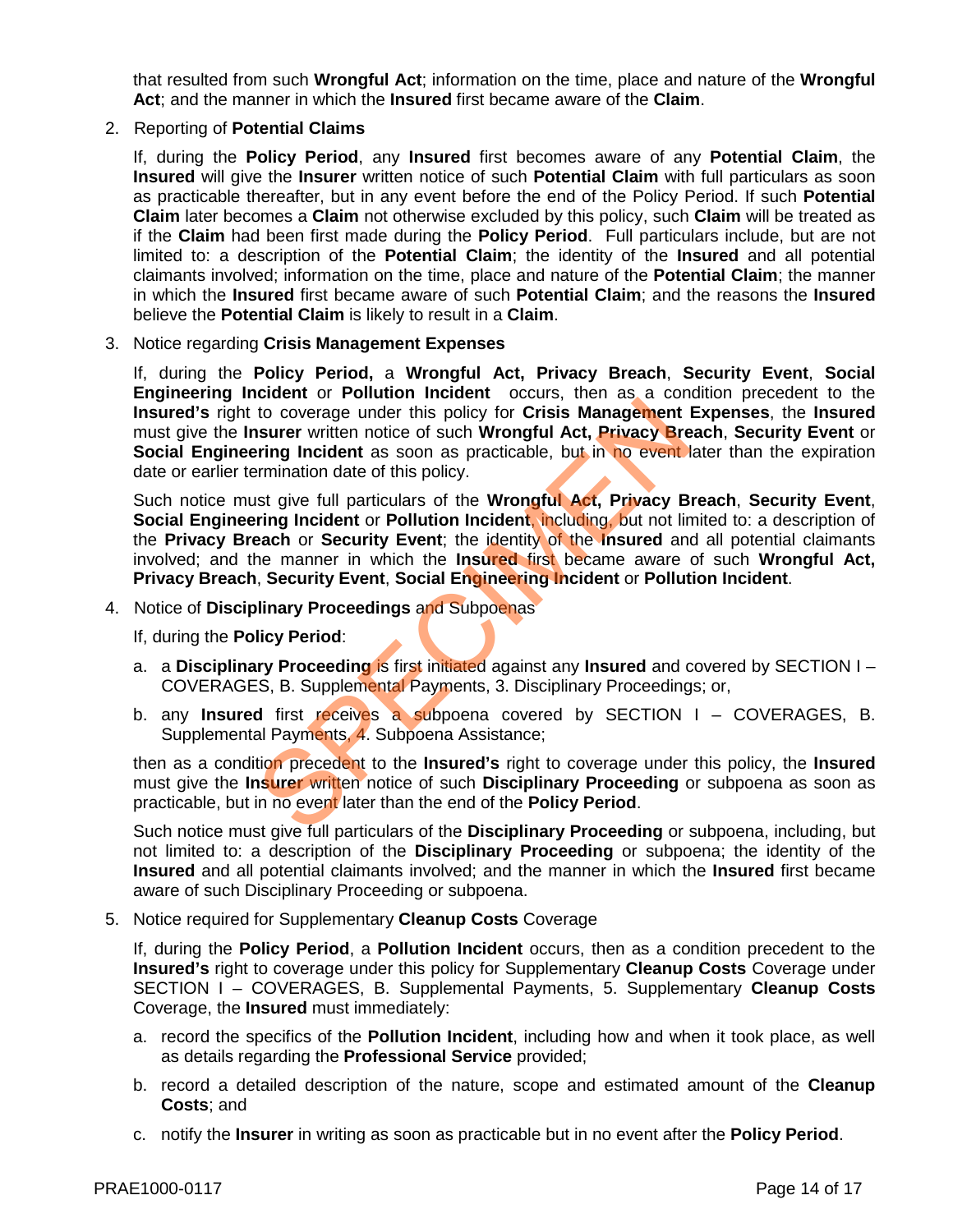that resulted from such **Wrongful Act**; information on the time, place and nature of the **Wrongful Act**; and the manner in which the **Insured** first became aware of the **Claim**.

2. Reporting of **Potential Claims**

   If, during the **Policy Period**, any **Insured** first becomes aware of any **Potential Claim**, the **Insured** will give the **Insurer** written notice of such **Potential Claim** with full particulars as soon as practicable thereafter, but in any event before the end of the Policy Period. If such **Potential Claim** later becomes a **Claim** not otherwise excluded by this policy, such **Claim** will be treated as if the **Claim** had been first made during the **Policy Period**. Full particulars include, but are not limited to: a description of the **Potential Claim**; the identity of the **Insured** and all potential claimants involved; information on the time, place and nature of the **Potential Claim**; the manner in which the **Insured** first became aware of such **Potential Claim**; and the reasons the **Insured** believe the **Potential Claim** is likely to result in a **Claim**.

3. Notice regarding **Crisis Management Expenses**

   If, during the **Policy Period,** a **Wrongful Act, Privacy Breach**, **Security Event**, **Social Engineering Incident** or **Pollution Incident** occurs, then as a condition precedent to the **Insured's** right to coverage under this policy for **Crisis Management Expenses**, the **Insured** must give the **Insurer** written notice of such **Wrongful Act, Privacy Breach**, **Security Event** or **Social Engineering Incident** as soon as practicable, but in no event later than the expiration date or earlier termination date of this policy.

   Such notice must give full particulars of the **Wrongful Act, Privacy Breach**, **Security Event**, **Social Engineering Incident** or **Pollution Incident**, including, but not limited to: a description of the **Privacy Breach** or **Security Event**; the identity of the **Insured** and all potential claimants involved; and the manner in which the **Insured** first became aware of such **Wrongful Act, Privacy Breach**, **Security Event**, **Social Engineering Incident** or **Pollution Incident**.

4. Notice of **Disciplinary Proceedings** and Subpoenas

   If, during the **Policy Period**:

   a. a **Disciplinary Proceeding** is first initiated against any **Insured** and covered by SECTION I – COVERAGES, B. Supplemental Payments, 3. Disciplinary Proceedings; or,

   b. any **Insured** first receives a subpoena covered by SECTION I – COVERAGES, B. Supplemental Payments, 4. Subpoena Assistance;

   then as a condition precedent to the **Insured's** right to coverage under this policy, the **Insured** must give the **Insurer** written notice of such **Disciplinary Proceeding** or subpoena as soon as practicable, but in no event later than the end of the **Policy Period**.

   Such notice must give full particulars of the **Disciplinary Proceeding** or subpoena, including, but not limited to: a description of the **Disciplinary Proceeding** or subpoena; the identity of the **Insured** and all potential claimants involved; and the manner in which the **Insured** first became aware of such Disciplinary Proceeding or subpoena.

5. Notice required for Supplementary **Cleanup Costs** Coverage

   If, during the **Policy Period**, a **Pollution Incident** occurs, then as a condition precedent to the **Insured's** right to coverage under this policy for Supplementary **Cleanup Costs** Coverage under SECTION I – COVERAGES, B. Supplemental Payments, 5. Supplementary **Cleanup Costs** Coverage, the **Insured** must immediately:

   a. record the specifics of the **Pollution Incident**, including how and when it took place, as well as details regarding the **Professional Service** provided;

   b. record a detailed description of the nature, scope and estimated amount of the **Cleanup Costs**; and

   c. notify the **Insurer** in writing as soon as practicable but in no event after the **Policy Period**.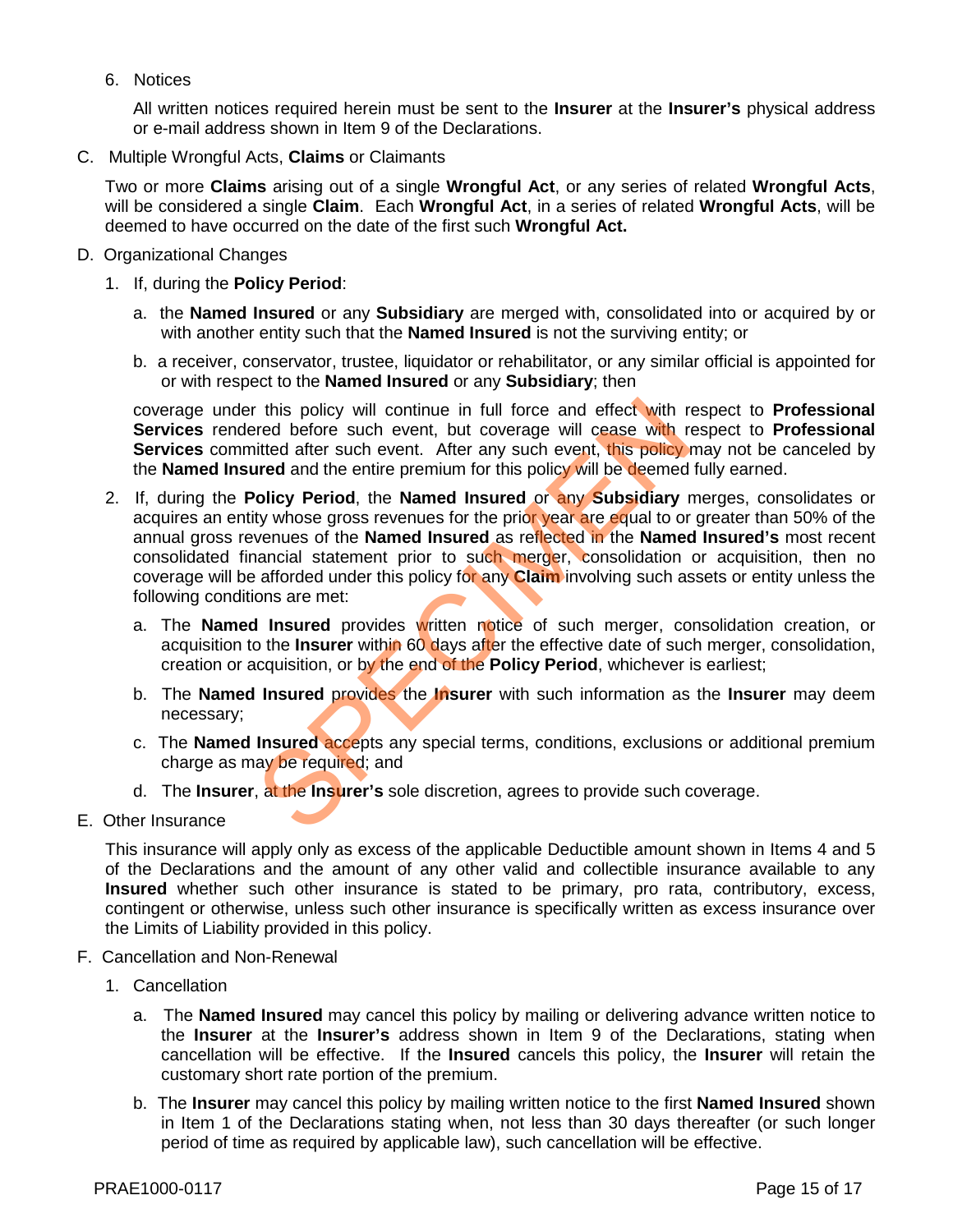6. Notices

   All written notices required herein must be sent to the **Insurer** at the **Insurer's** physical address or e-mail address shown in Item 9 of the Declarations.

C. Multiple Wrongful Acts, **Claims** or Claimants

   Two or more **Claims** arising out of a single **Wrongful Act**, or any series of related **Wrongful Acts**, will be considered a single **Claim**. Each **Wrongful Act**, in a series of related **Wrongful Acts**, will be deemed to have occurred on the date of the first such **Wrongful Act.**

D. Organizational Changes

   1. If, during the **Policy Period**:

      a. the **Named Insured** or any **Subsidiary** are merged with, consolidated into or acquired by or with another entity such that the **Named Insured** is not the surviving entity; or

      b. a receiver, conservator, trustee, liquidator or rehabilitator, or any similar official is appointed for or with respect to the **Named Insured** or any **Subsidiary**; then

      coverage under this policy will continue in full force and effect with respect to **Professional Services** rendered before such event, but coverage will cease with respect to **Professional Services** committed after such event. After any such event, this policy may not be canceled by the **Named Insured** and the entire premium for this policy will be deemed fully earned.

   2. If, during the **Policy Period**, the **Named Insured** or any **Subsidiary** merges, consolidates or acquires an entity whose gross revenues for the prior year are equal to or greater than 50% of the annual gross revenues of the **Named Insured** as reflected in the **Named Insured's** most recent consolidated financial statement prior to such merger, consolidation or acquisition, then no coverage will be afforded under this policy for any **Claim** involving such assets or entity unless the following conditions are met:

      a. The **Named Insured** provides written notice of such merger, consolidation creation, or acquisition to the **Insurer** within 60 days after the effective date of such merger, consolidation, creation or acquisition, or by the end of the **Policy Period**, whichever is earliest;

      b. The **Named Insured** provides the **Insurer** with such information as the **Insurer** may deem necessary;

      c. The **Named Insured** accepts any special terms, conditions, exclusions or additional premium charge as may be required; and

      d. The **Insurer**, at the **Insurer's** sole discretion, agrees to provide such coverage.

E. Other Insurance

   This insurance will apply only as excess of the applicable Deductible amount shown in Items 4 and 5 of the Declarations and the amount of any other valid and collectible insurance available to any **Insured** whether such other insurance is stated to be primary, pro rata, contributory, excess, contingent or otherwise, unless such other insurance is specifically written as excess insurance over the Limits of Liability provided in this policy.

F. Cancellation and Non-Renewal

   1. Cancellation

      a. The **Named Insured** may cancel this policy by mailing or delivering advance written notice to the **Insurer** at the **Insurer's** address shown in Item 9 of the Declarations, stating when cancellation will be effective. If the **Insured** cancels this policy, the **Insurer** will retain the customary short rate portion of the premium.

      b. The **Insurer** may cancel this policy by mailing written notice to the first **Named Insured** shown in Item 1 of the Declarations stating when, not less than 30 days thereafter (or such longer period of time as required by applicable law), such cancellation will be effective.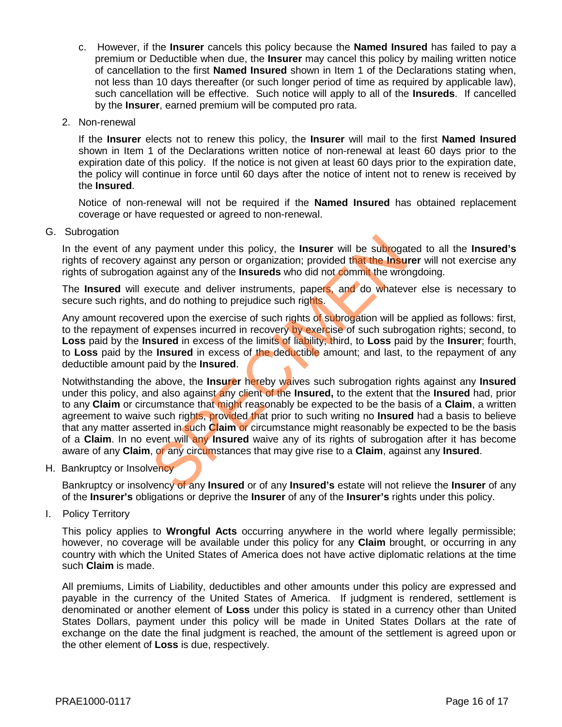c. However, if the **Insurer** cancels this policy because the **Named Insured** has failed to pay a premium or Deductible when due, the **Insurer** may cancel this policy by mailing written notice of cancellation to the first **Named Insured** shown in Item 1 of the Declarations stating when, not less than 10 days thereafter (or such longer period of time as required by applicable law), such cancellation will be effective. Such notice will apply to all of the **Insureds**. If cancelled by the **Insurer**, earned premium will be computed pro rata.

2. Non-renewal

If the **Insurer** elects not to renew this policy, the **Insurer** will mail to the first **Named Insured** shown in Item 1 of the Declarations written notice of non-renewal at least 60 days prior to the expiration date of this policy. If the notice is not given at least 60 days prior to the expiration date, the policy will continue in force until 60 days after the notice of intent not to renew is received by the **Insured**.

Notice of non-renewal will not be required if the **Named Insured** has obtained replacement coverage or have requested or agreed to non-renewal.

G. Subrogation

In the event of any payment under this policy, the **Insurer** will be subrogated to all the **Insured's** rights of recovery against any person or organization; provided that the **Insurer** will not exercise any rights of subrogation against any of the **Insureds** who did not commit the wrongdoing.

The **Insured** will execute and deliver instruments, papers, and do whatever else is necessary to secure such rights, and do nothing to prejudice such rights.

Any amount recovered upon the exercise of such rights of subrogation will be applied as follows: first, to the repayment of expenses incurred in recovery by exercise of such subrogation rights; second, to **Loss** paid by the **Insured** in excess of the limits of liability; third, to **Loss** paid by the **Insurer**; fourth, to **Loss** paid by the **Insured** in excess of the deductible amount; and last, to the repayment of any deductible amount paid by the **Insured**.

Notwithstanding the above, the **Insurer** hereby waives such subrogation rights against any **Insured** under this policy, and also against any client of the **Insured,** to the extent that the **Insured** had, prior to any **Claim** or circumstance that might reasonably be expected to be the basis of a **Claim**, a written agreement to waive such rights, provided that prior to such writing no **Insured** had a basis to believe that any matter asserted in such **Claim** or circumstance might reasonably be expected to be the basis of a **Claim**. In no event will any **Insured** waive any of its rights of subrogation after it has become aware of any **Claim**, or any circumstances that may give rise to a **Claim**, against any **Insured**.

H. Bankruptcy or Insolvency

Bankruptcy or insolvency of any **Insured** or of any **Insured's** estate will not relieve the **Insurer** of any of the **Insurer's** obligations or deprive the **Insurer** of any of the **Insurer's** rights under this policy.

I. Policy Territory

This policy applies to **Wrongful Acts** occurring anywhere in the world where legally permissible; however, no coverage will be available under this policy for any **Claim** brought, or occurring in any country with which the United States of America does not have active diplomatic relations at the time such **Claim** is made.

All premiums, Limits of Liability, deductibles and other amounts under this policy are expressed and payable in the currency of the United States of America. If judgment is rendered, settlement is denominated or another element of **Loss** under this policy is stated in a currency other than United States Dollars, payment under this policy will be made in United States Dollars at the rate of exchange on the date the final judgment is reached, the amount of the settlement is agreed upon or the other element of **Loss** is due, respectively.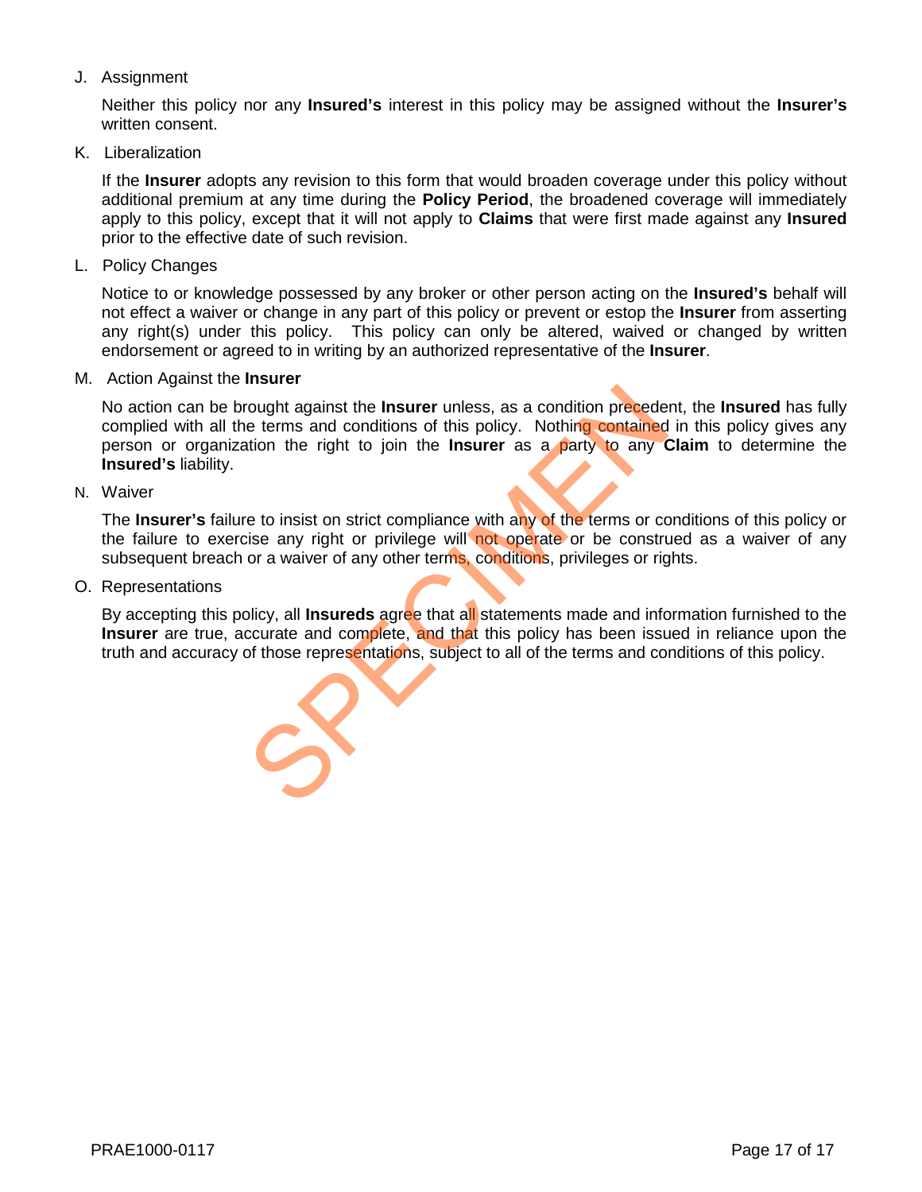J. Assignment

Neither this policy nor any **Insured's** interest in this policy may be assigned without the **Insurer's** written consent.

K. Liberalization

If the **Insurer** adopts any revision to this form that would broaden coverage under this policy without additional premium at any time during the **Policy Period**, the broadened coverage will immediately apply to this policy, except that it will not apply to **Claims** that were first made against any **Insured** prior to the effective date of such revision.

L. Policy Changes

Notice to or knowledge possessed by any broker or other person acting on the **Insured's** behalf will not effect a waiver or change in any part of this policy or prevent or estop the **Insurer** from asserting any right(s) under this policy. This policy can only be altered, waived or changed by written endorsement or agreed to in writing by an authorized representative of the **Insurer**.

M. Action Against the **Insurer**

No action can be brought against the **Insurer** unless, as a condition precedent, the **Insured** has fully complied with all the terms and conditions of this policy. Nothing contained in this policy gives any person or organization the right to join the **Insurer** as a party to any **Claim** to determine the **Insured's** liability.

N. Waiver

The **Insurer's** failure to insist on strict compliance with any of the terms or conditions of this policy or the failure to exercise any right or privilege will not operate or be construed as a waiver of any subsequent breach or a waiver of any other terms, conditions, privileges or rights.

O. Representations

By accepting this policy, all **Insureds** agree that all statements made and information furnished to the **Insurer** are true, accurate and complete, and that this policy has been issued in reliance upon the truth and accuracy of those representations, subject to all of the terms and conditions of this policy.

SPECIMEN

PRAE1000-0117